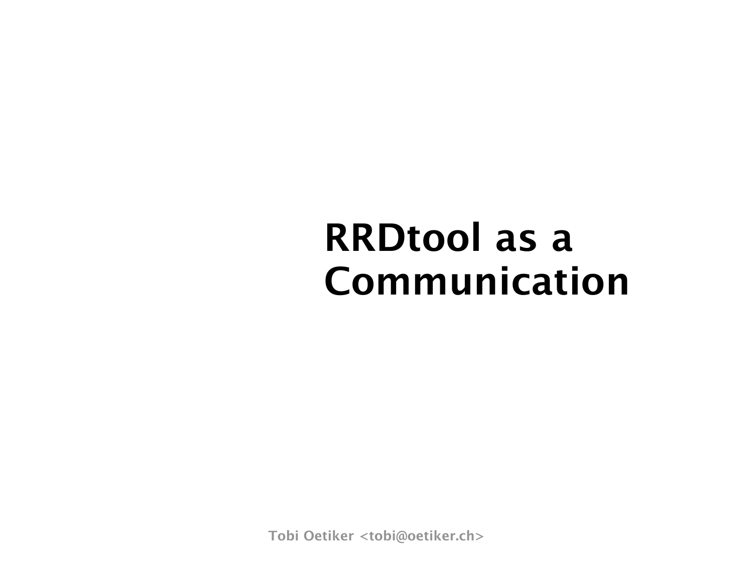# RRDtool as a Communication

Tobi Oetiker <tobi@oetiker.ch>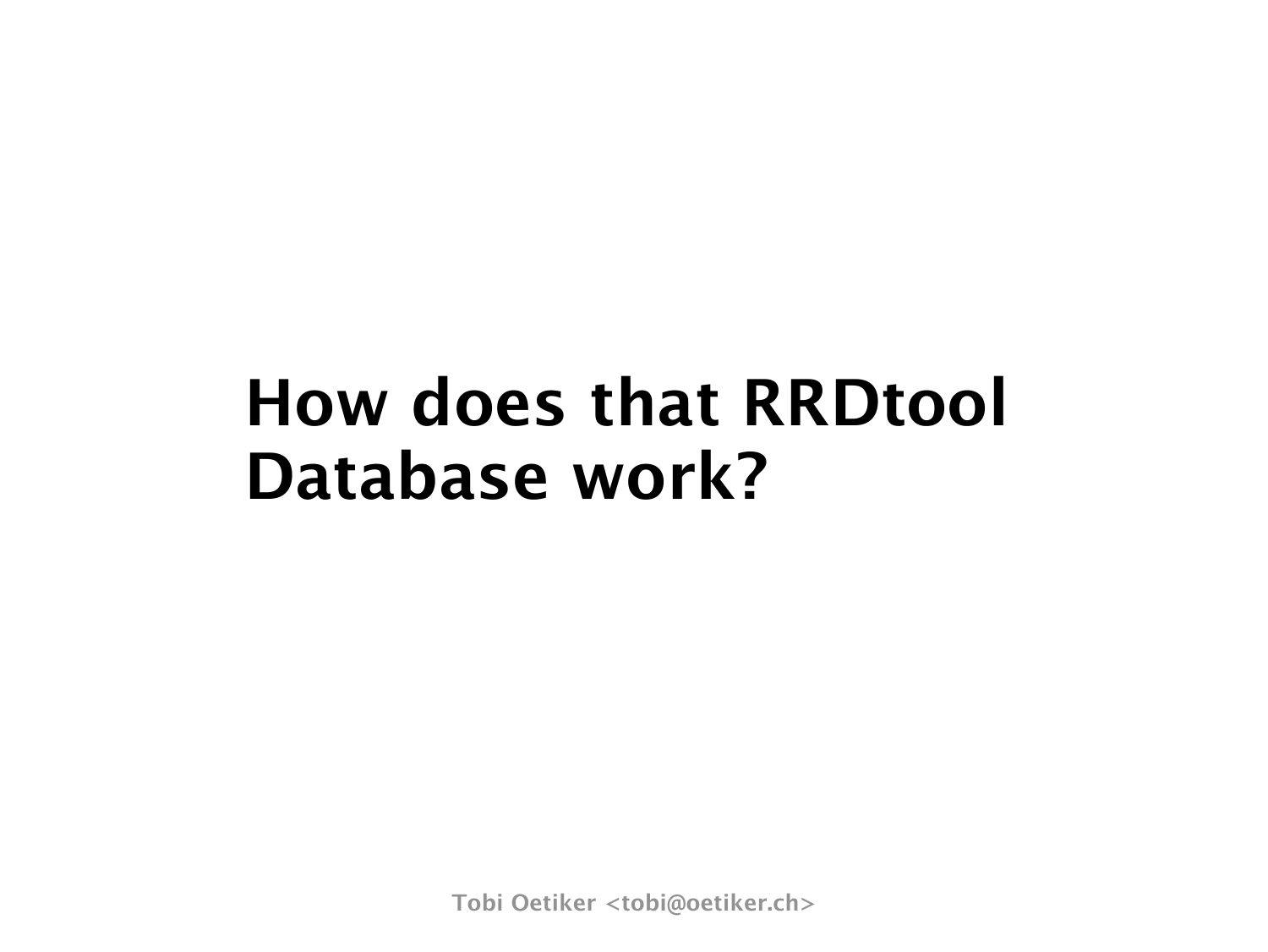# How does that RRDtool Database work?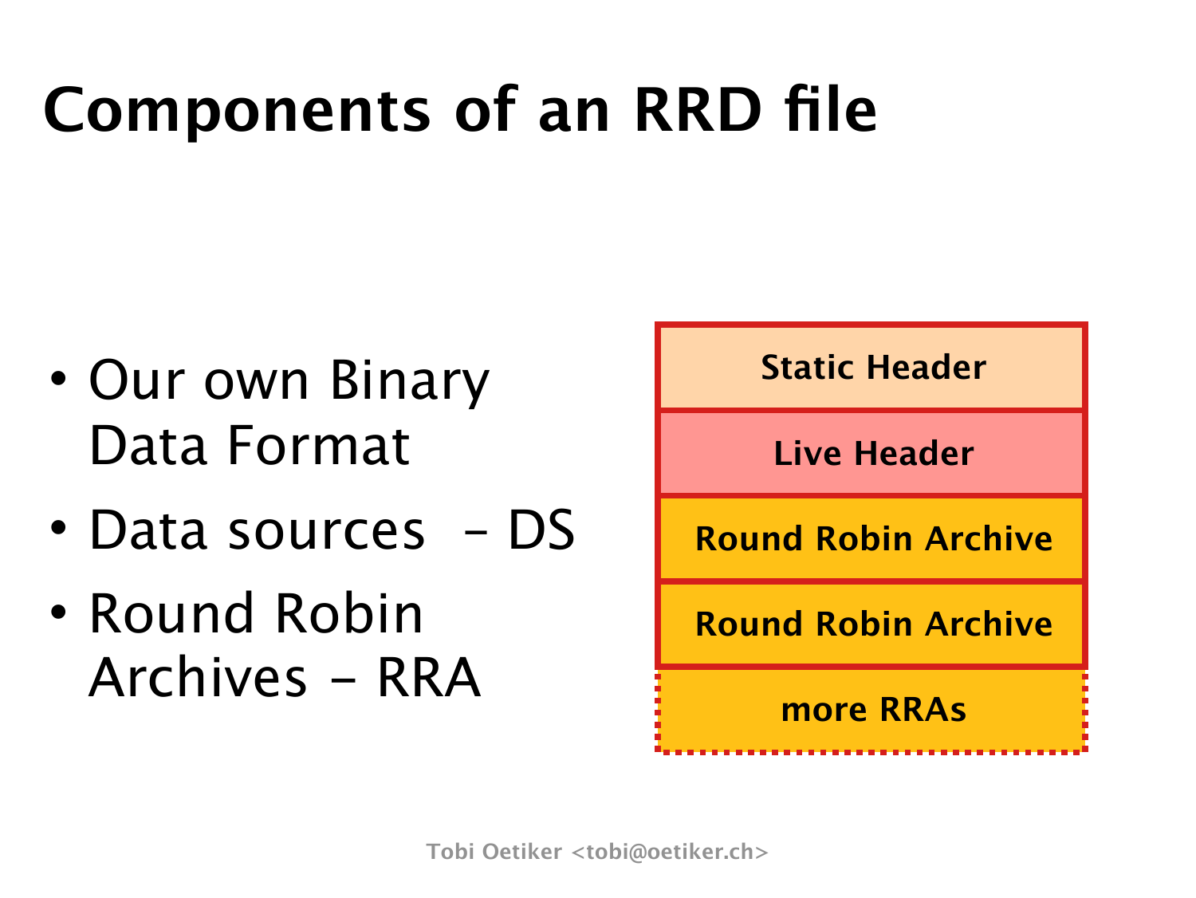# Components of an RRD file

- Our own Binary Data Format
- Data sources – DS
- Round Robin Archives – RRA

Static Header

Live Header

Round Robin Archive

Round Robin Archive

more RRAs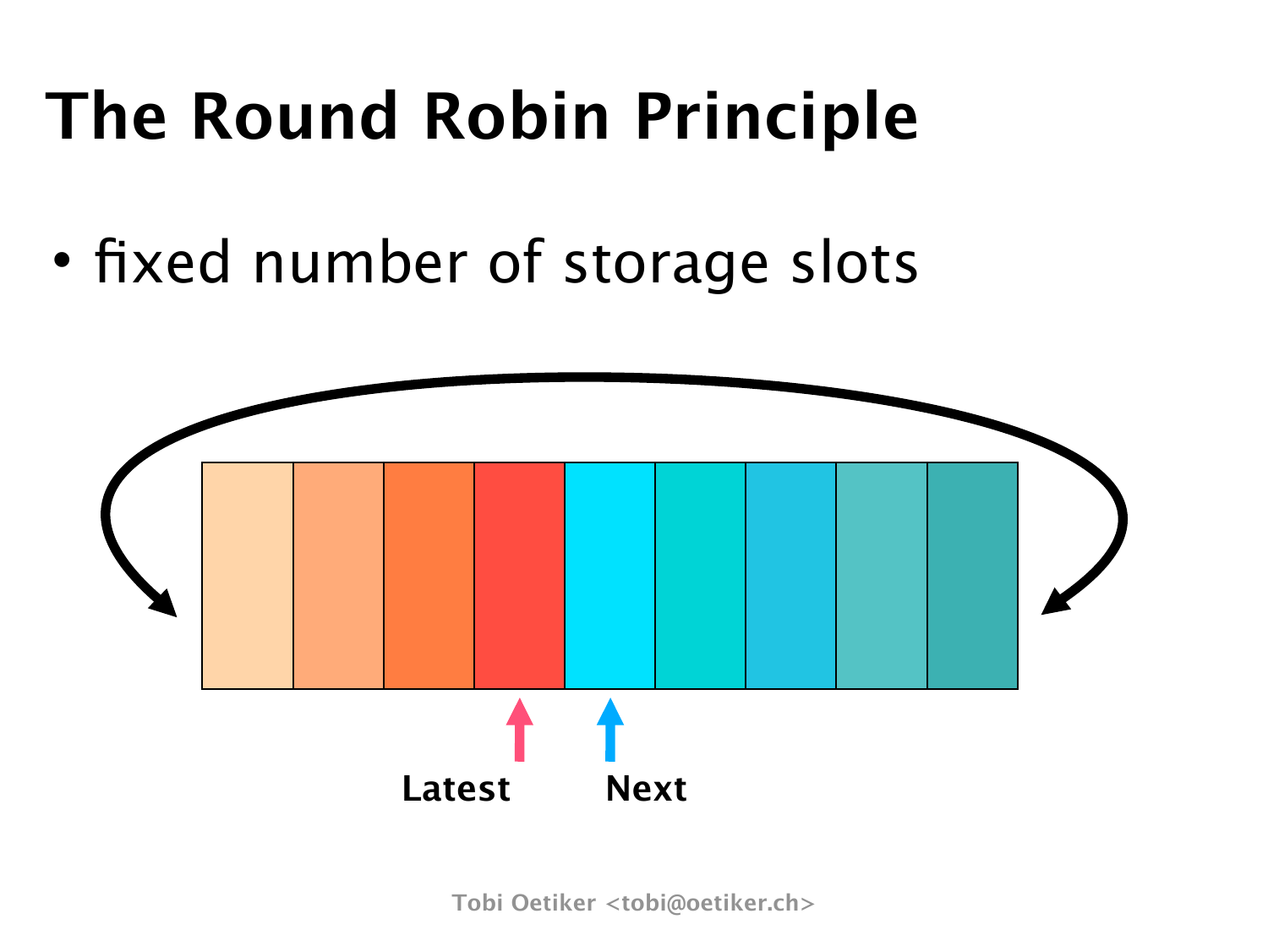# The Round Robin Principle

- fixed number of storage slots

Latest Next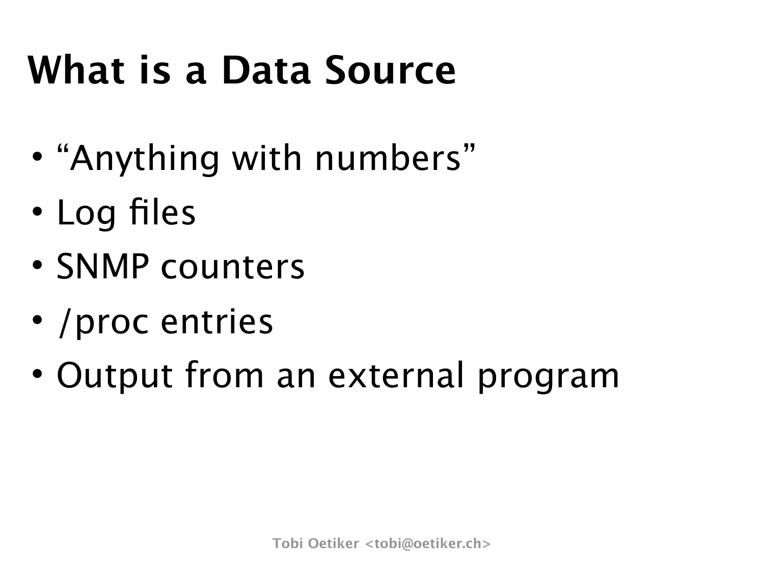# What is a Data Source

- “Anything with numbers”
- Log files
- SNMP counters
- /proc entries
- Output from an external program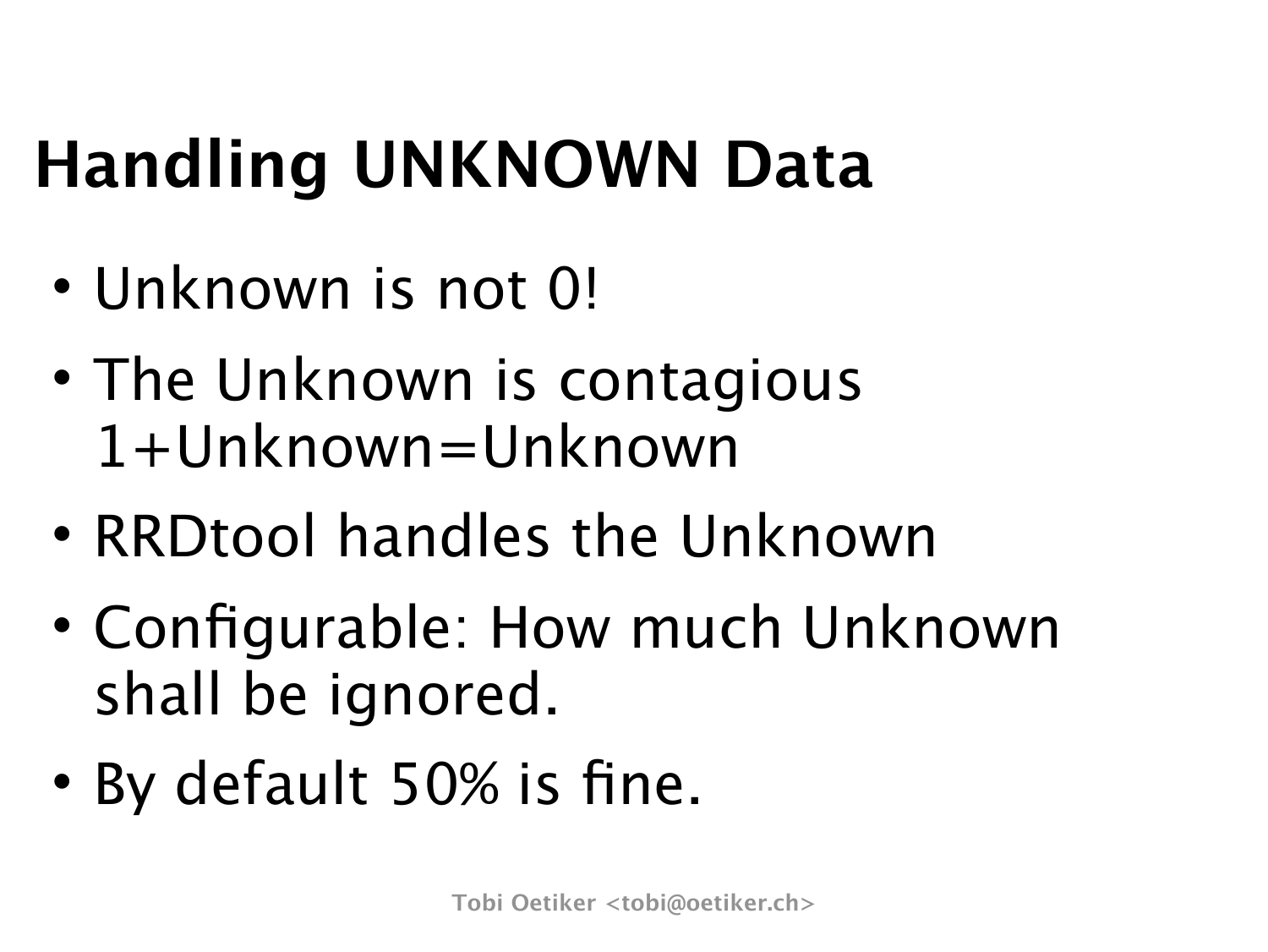# Handling UNKNOWN Data

- Unknown is not 0!
- The Unknown is contagious
  1+Unknown=Unknown
- RRDtool handles the Unknown
- Configurable: How much Unknown shall be ignored.
- By default 50% is fine.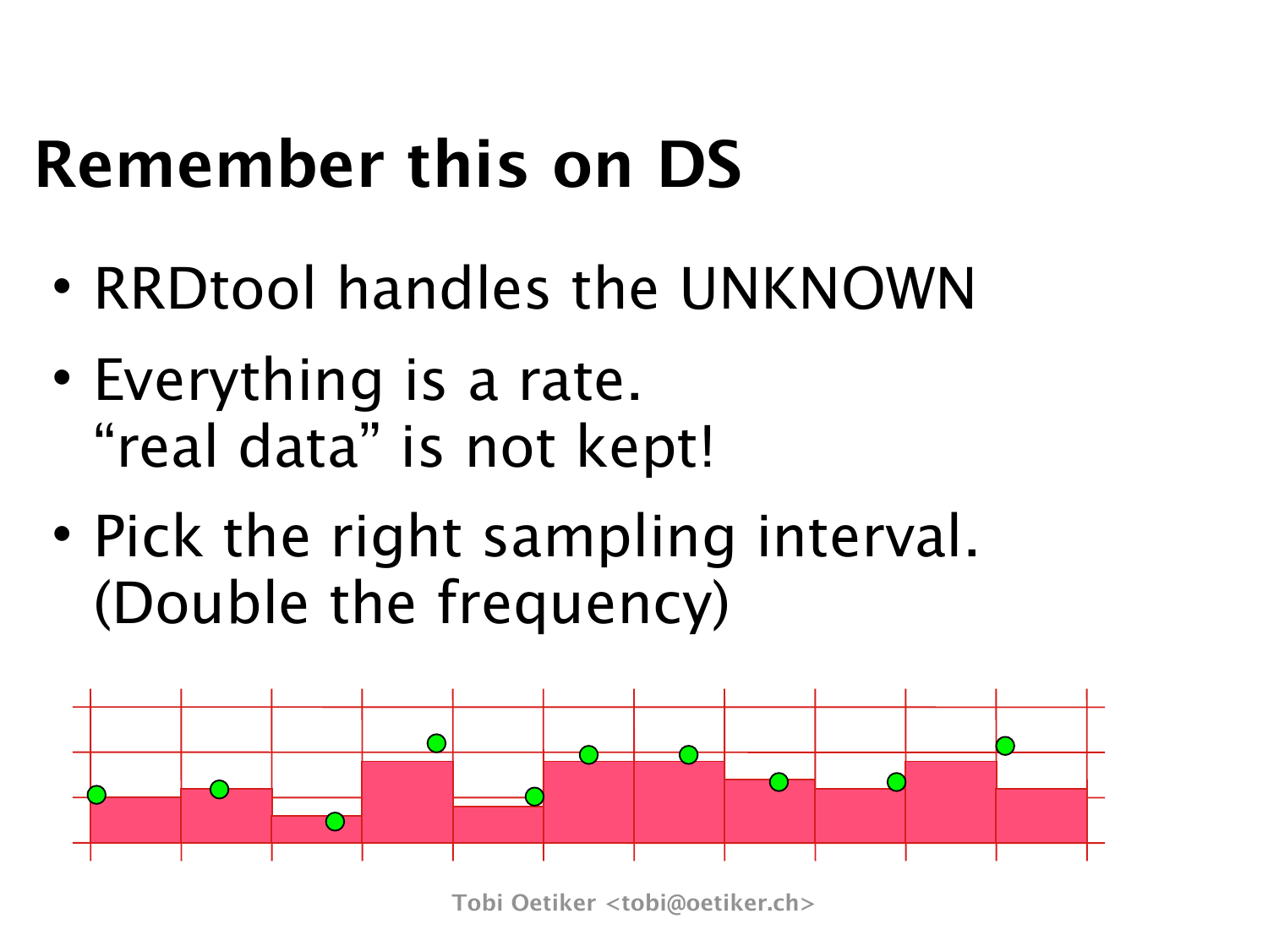# Remember this on DS

- RRDtool handles the UNKNOWN
- Everything is a rate.
  “real data” is not kept!
- Pick the right sampling interval.
  (Double the frequency)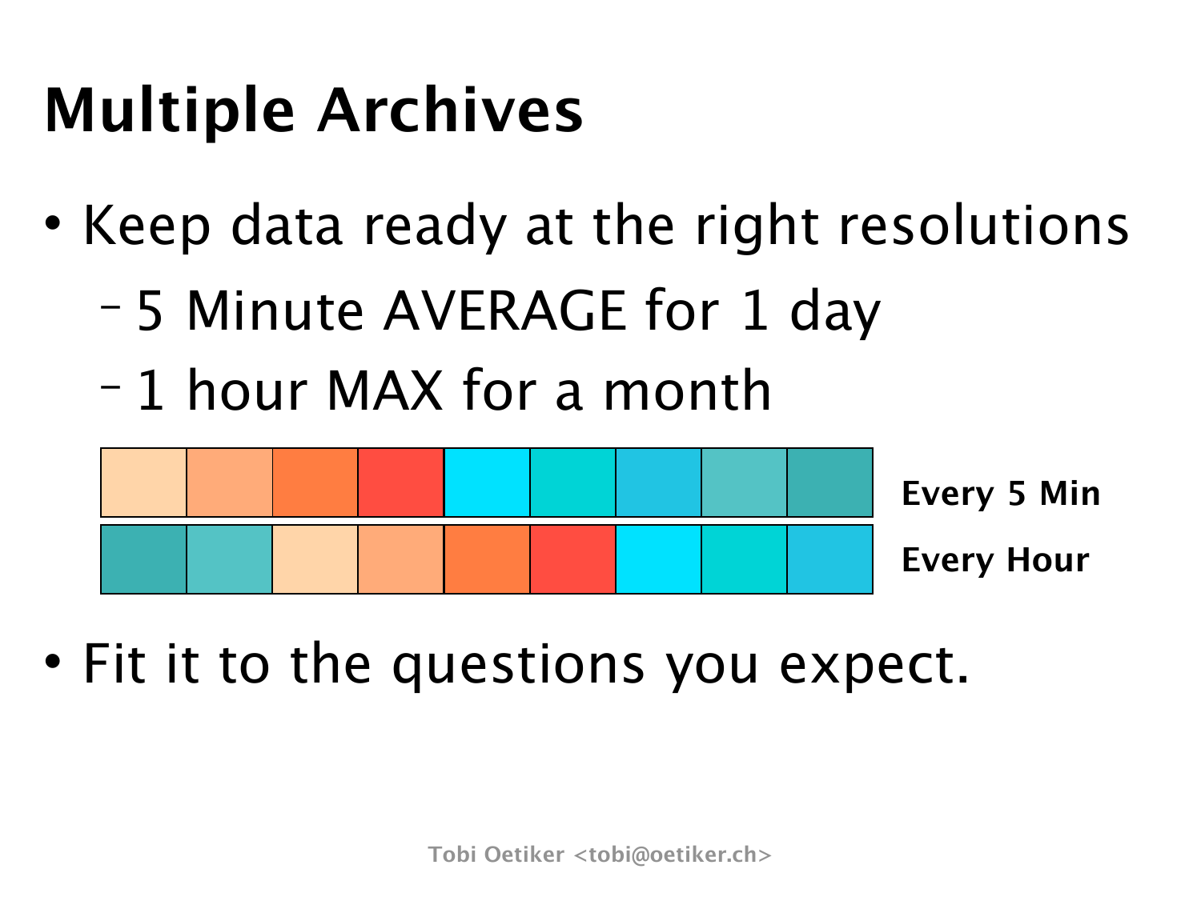# Multiple Archives

- Keep data ready at the right resolutions
  - 5 Minute AVERAGE for 1 day
  - 1 hour MAX for a month

**Every 5 Min**

**Every Hour**

- Fit it to the questions you expect.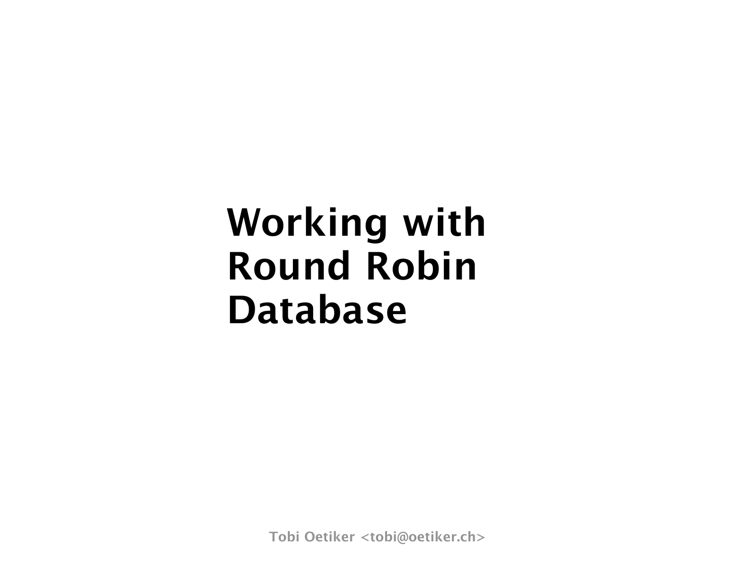# Working with Round Robin Database

Tobi Oetiker <tobi@oetiker.ch>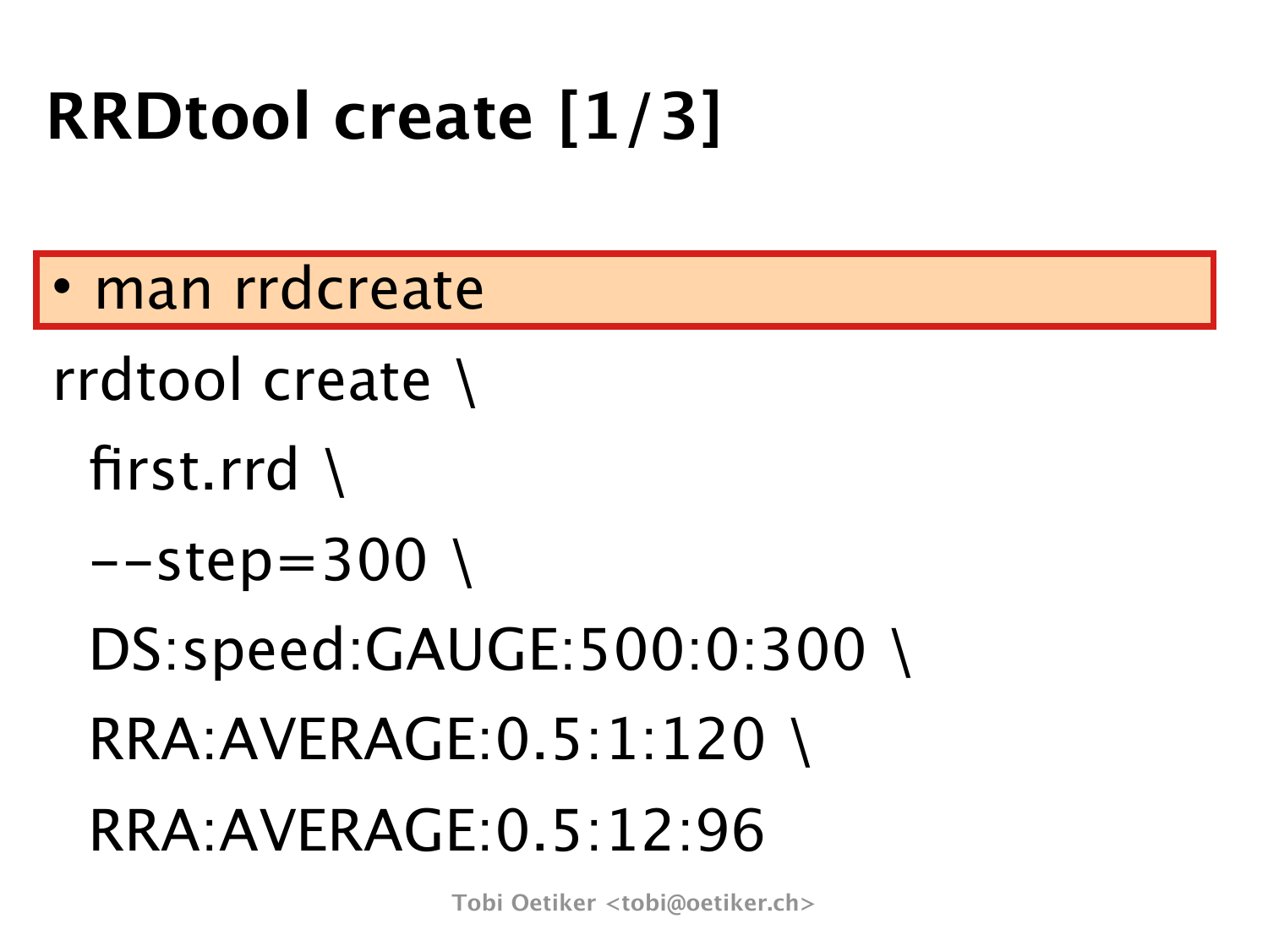# RRDtool create [1/3]

- man rrdcreate

```
rrdtool create \
  first.rrd \
  --step=300 \
  DS:speed:GAUGE:500:0:300 \
  RRA:AVERAGE:0.5:1:120 \
  RRA:AVERAGE:0.5:12:96
```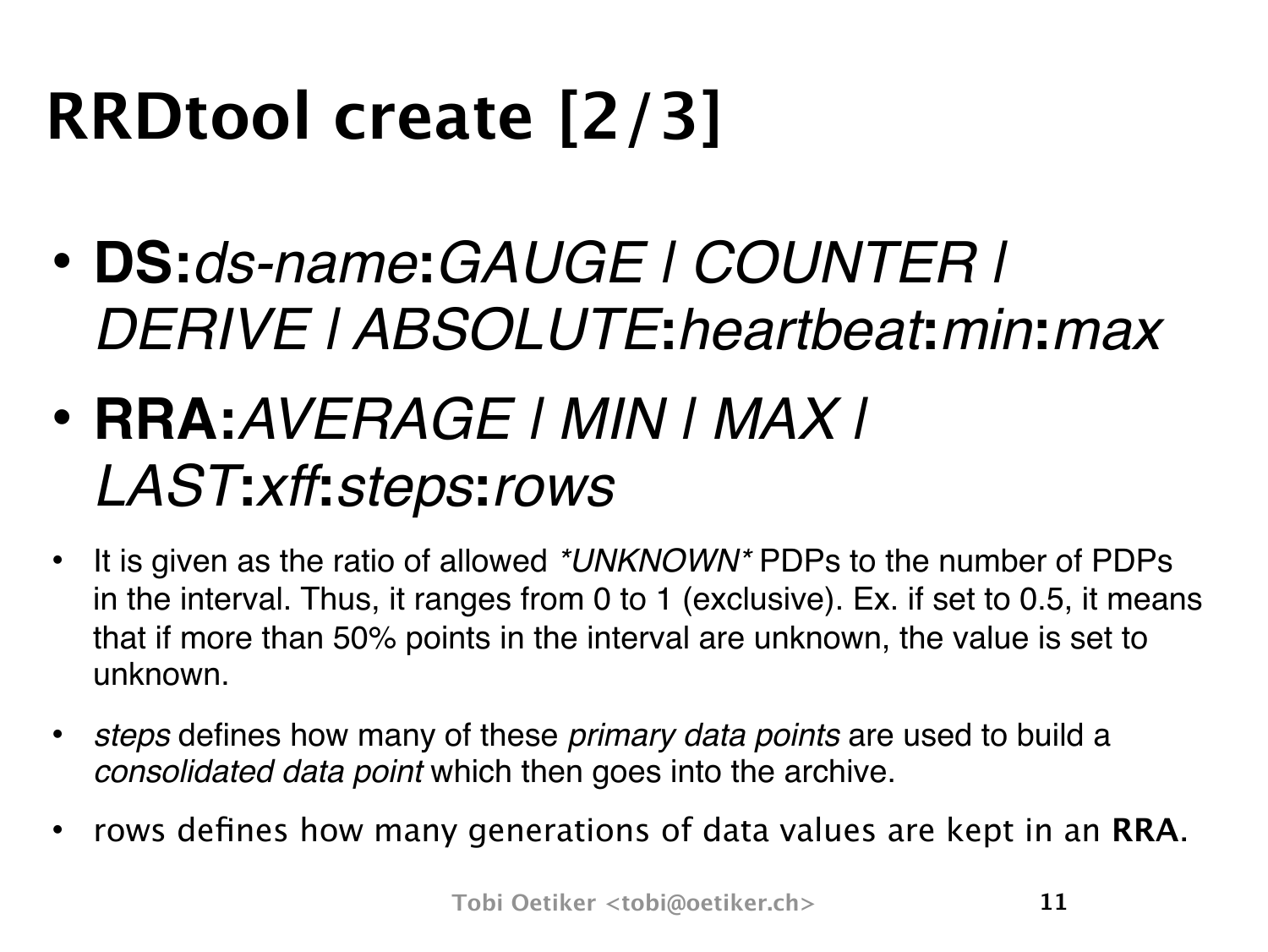# RRDtool create [2/3]

- **DS:***ds-name***:***GAUGE | COUNTER | DERIVE | ABSOLUTE***:***heartbeat***:***min***:***max*
- **RRA:***AVERAGE | MIN | MAX | LAST***:***xff***:***steps***:***rows*

- It is given as the ratio of allowed *\*UNKNOWN\** PDPs to the number of PDPs in the interval. Thus, it ranges from 0 to 1 (exclusive). Ex. if set to 0.5, it means that if more than 50% points in the interval are unknown, the value is set to unknown.
- *steps* defines how many of these *primary data points* are used to build a *consolidated data point* which then goes into the archive.
- rows defines how many generations of data values are kept in an **RRA.**

Tobi Oetiker <tobi@oetiker.ch>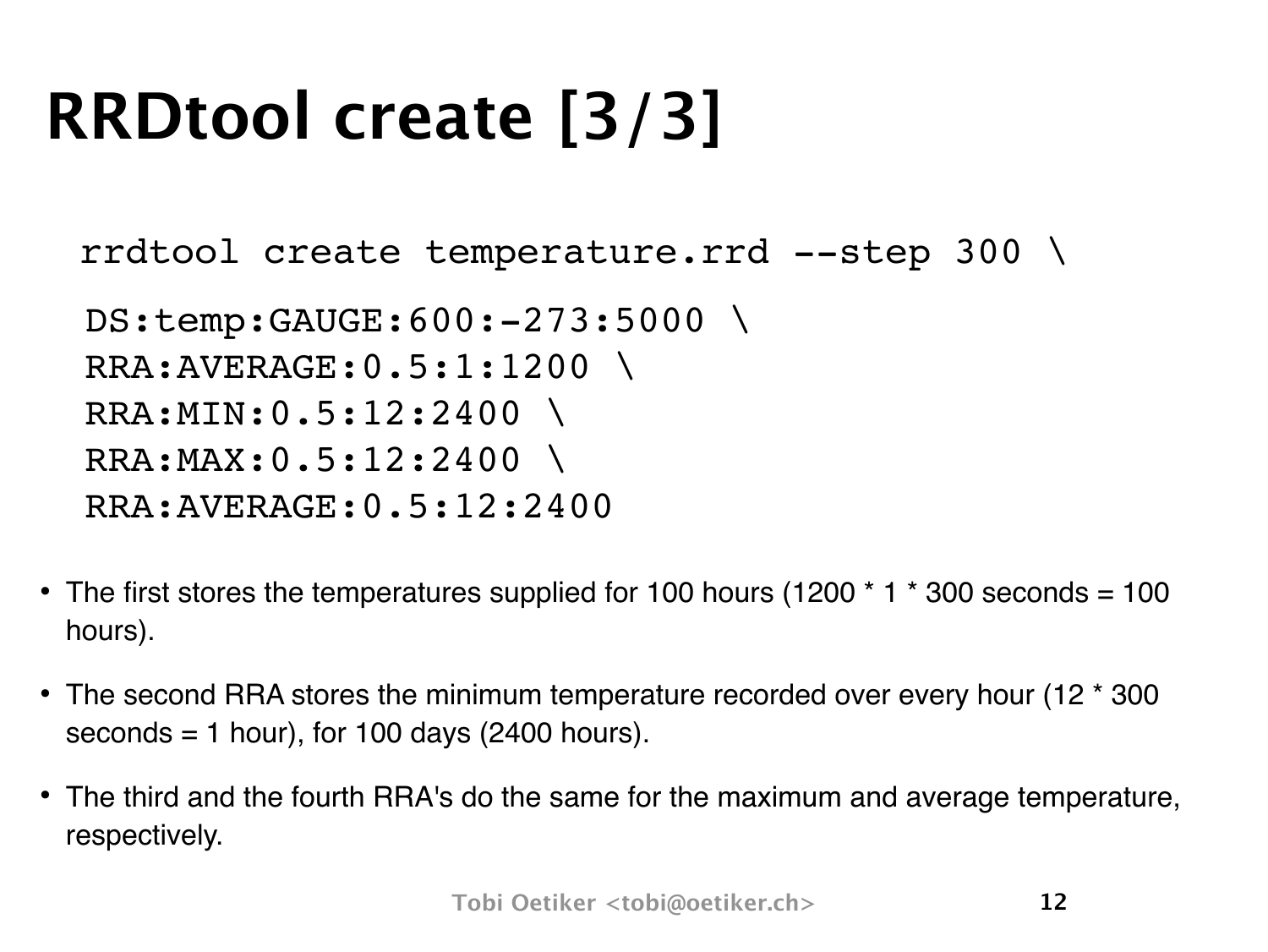# RRDtool create [3/3]

```
rrdtool create temperature.rrd --step 300 \
 DS:temp:GAUGE:600:-273:5000 \
 RRA:AVERAGE:0.5:1:1200 \
 RRA:MIN:0.5:12:2400 \
 RRA:MAX:0.5:12:2400 \
 RRA:AVERAGE:0.5:12:2400
```

- The first stores the temperatures supplied for 100 hours (1200 * 1 * 300 seconds = 100 hours).
- The second RRA stores the minimum temperature recorded over every hour (12 * 300 seconds = 1 hour), for 100 days (2400 hours).
- The third and the fourth RRA's do the same for the maximum and average temperature, respectively.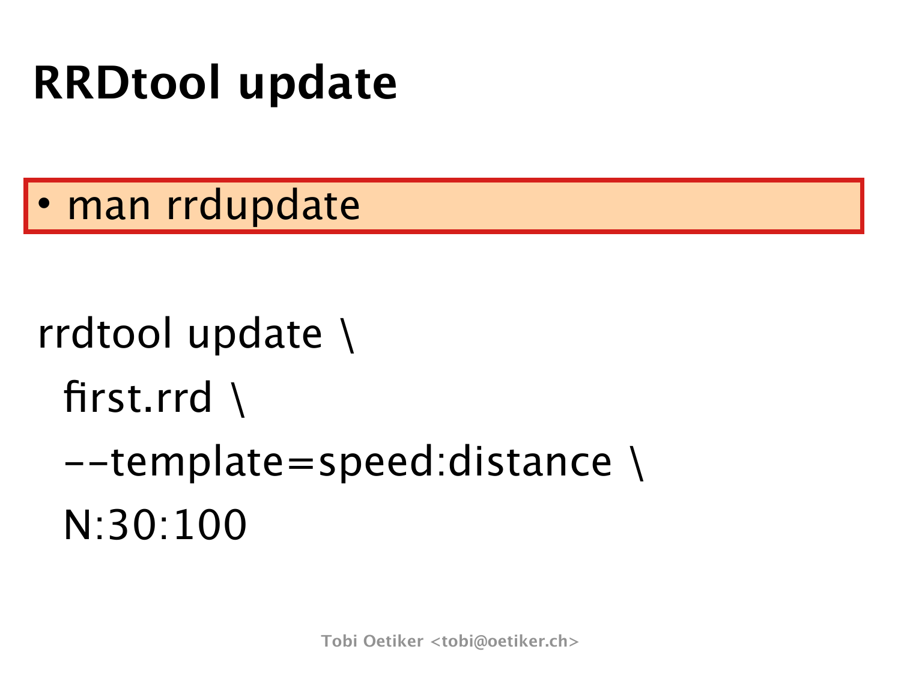# RRDtool update

- man rrdupdate

```
rrdtool update \
  first.rrd \
  --template=speed:distance \
  N:30:100
```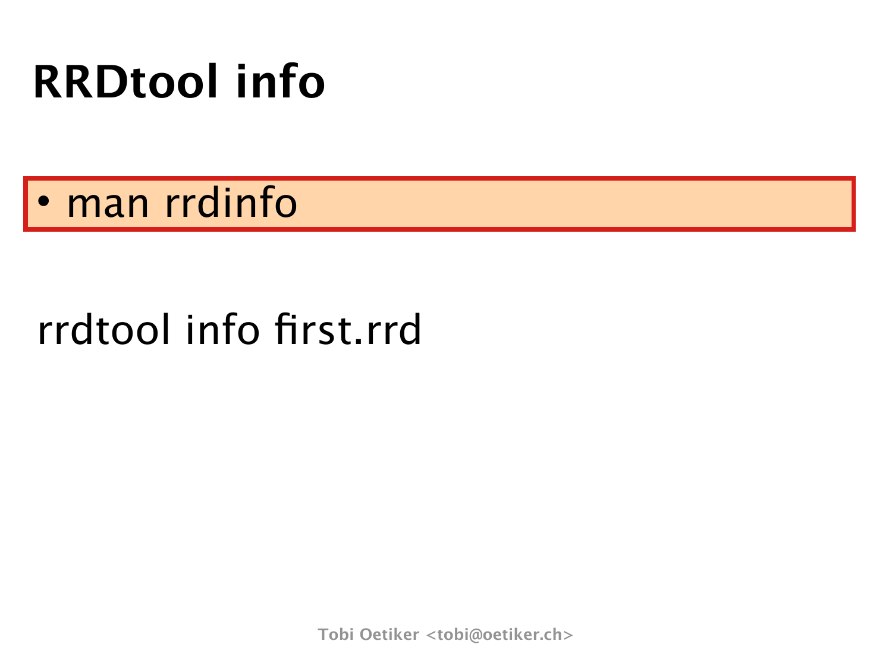# RRDtool info

- man rrdinfo

```
rrdtool info first.rrd
```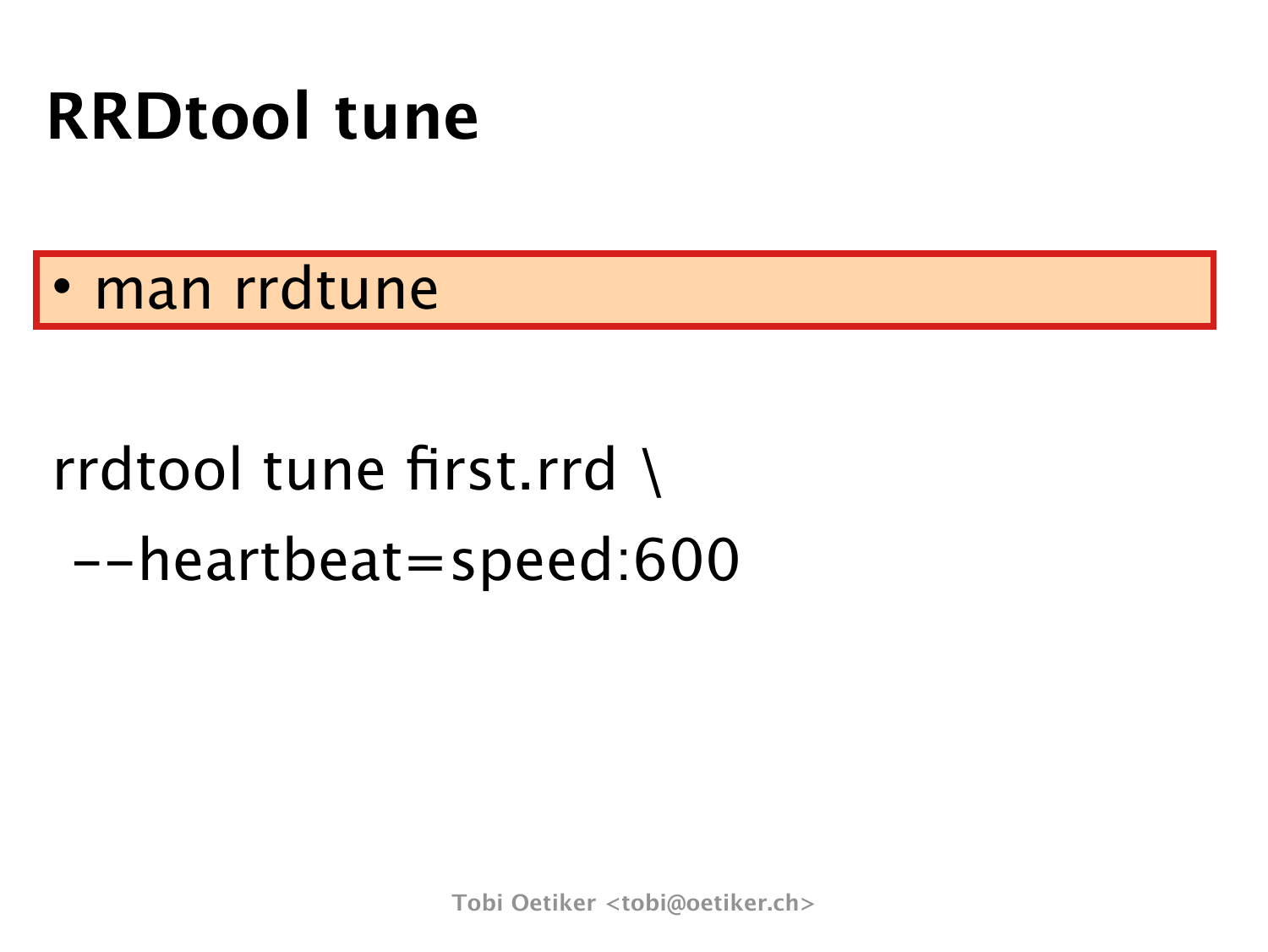# RRDtool tune

- man rrdtune

```
rrdtool tune first.rrd \
 --heartbeat=speed:600
```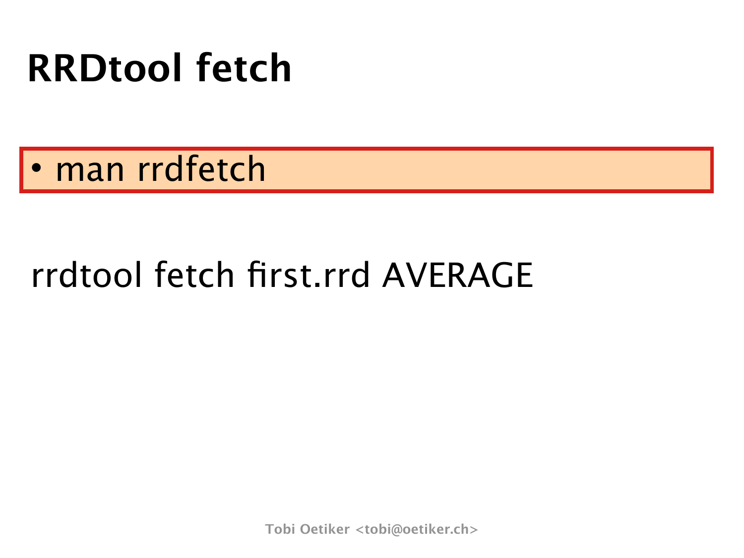# RRDtool fetch

- man rrdfetch

```
rrdtool fetch first.rrd AVERAGE
```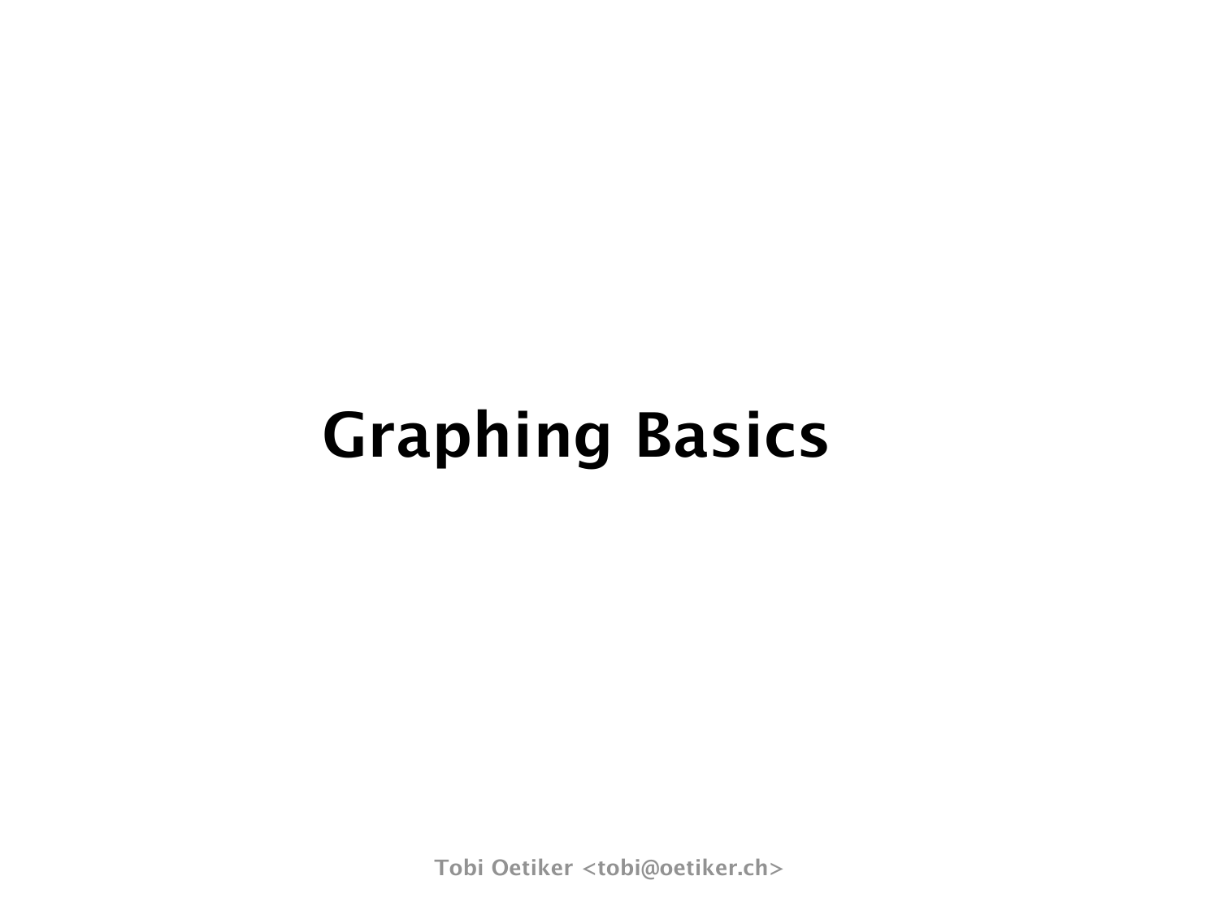# Graphing Basics

Tobi Oetiker <tobi@oetiker.ch>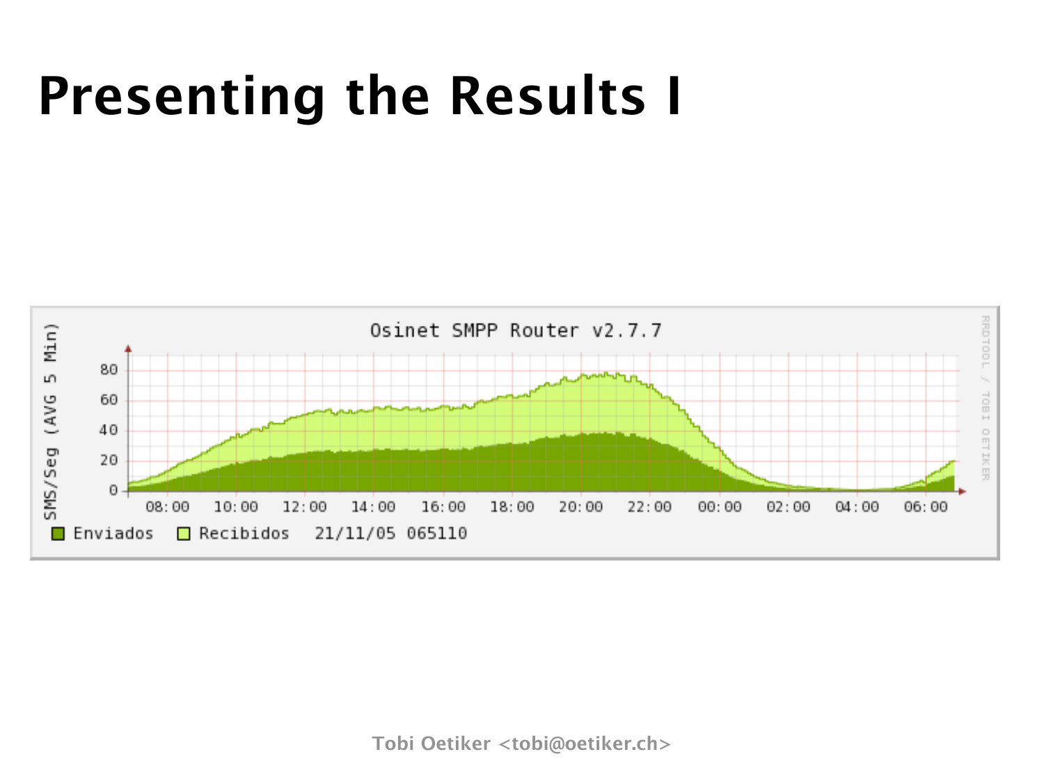# Presenting the Results I

Osinet SMPP Router v2.7.7

SMS/Seg (AVG 5 Min)

Enviados  Recibidos  21/11/05 065110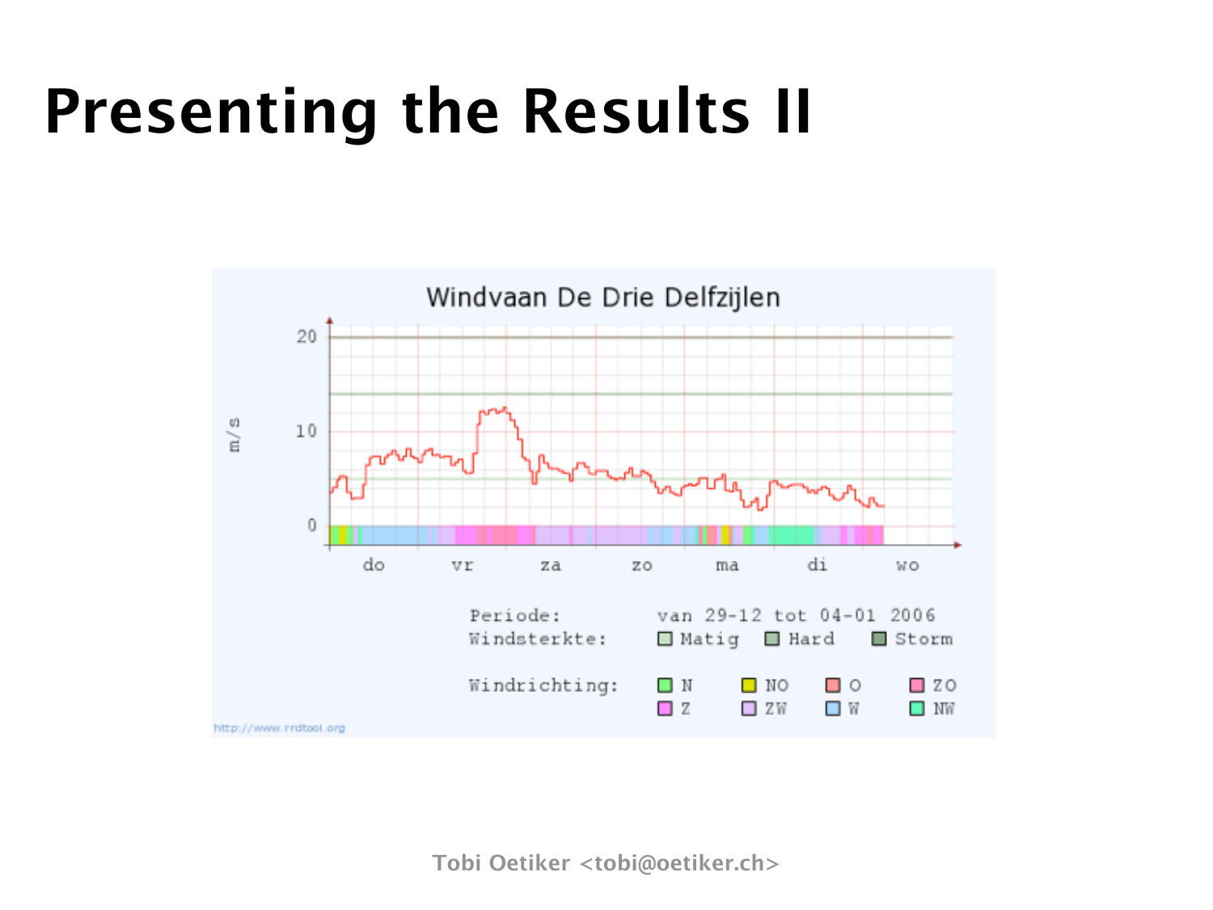# Presenting the Results II

Windvaan De Drie Delfzijlen

m/s

20

10

0

do vr za zo ma di wo

Periode: van 29-12 tot 04-01 2006

Windsterkte: Matig Hard Storm

Windrichting: N NO O ZO Z ZW W NW

http://www.rrdtool.org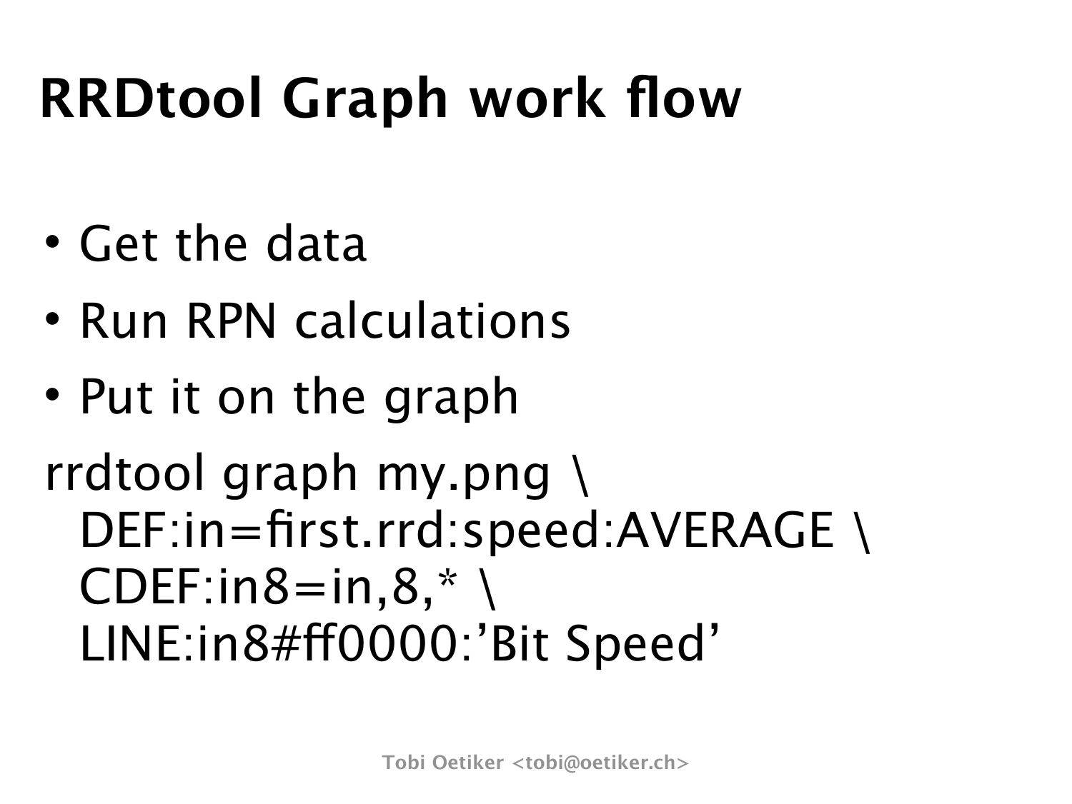# RRDtool Graph work flow

- Get the data
- Run RPN calculations
- Put it on the graph

```
rrdtool graph my.png \
  DEF:in=first.rrd:speed:AVERAGE \
  CDEF:in8=in,8,* \
  LINE:in8#ff0000:'Bit Speed'
```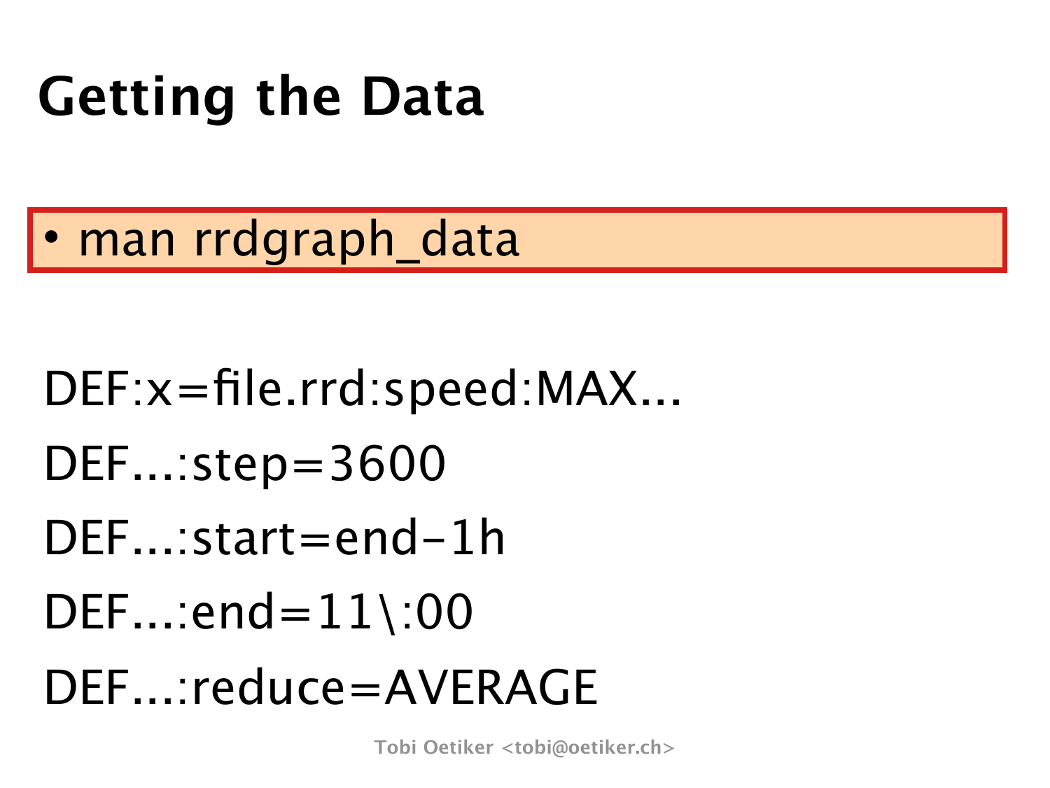# Getting the Data

- man rrdgraph_data

```
DEF:x=file.rrd:speed:MAX...
DEF...:step=3600
DEF...:start=end-1h
DEF...:end=11\:00
DEF...:reduce=AVERAGE
```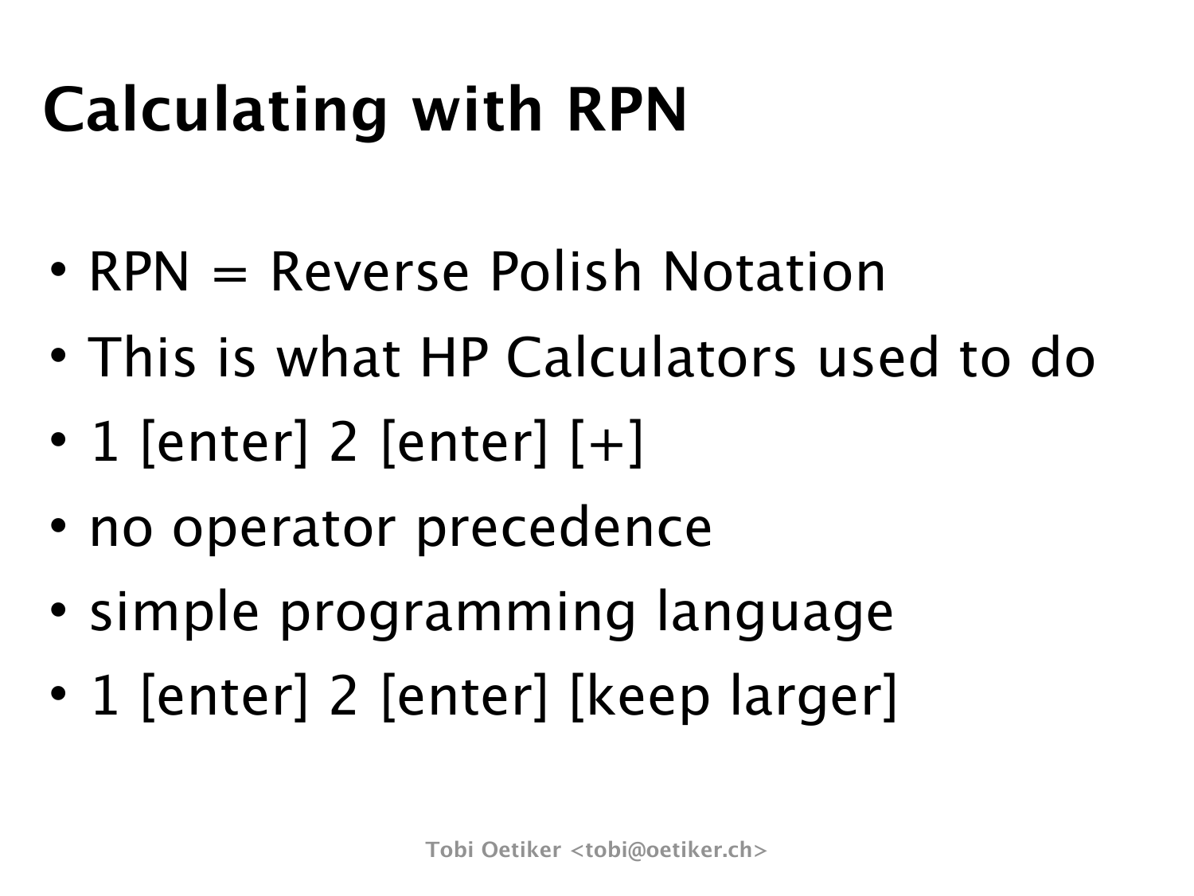# Calculating with RPN

- RPN = Reverse Polish Notation
- This is what HP Calculators used to do
- 1 [enter] 2 [enter] [+]
- no operator precedence
- simple programming language
- 1 [enter] 2 [enter] [keep larger]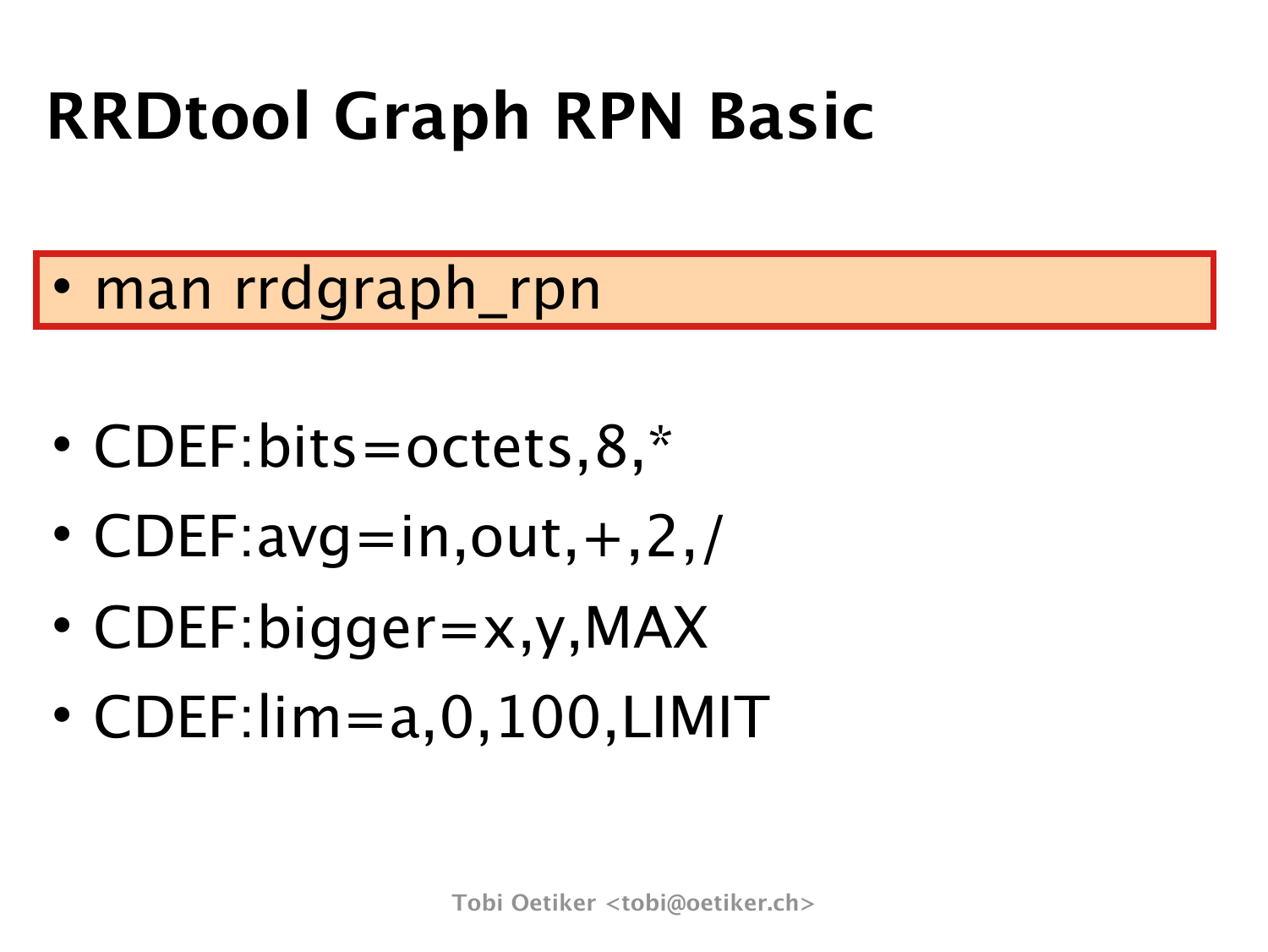# RRDtool Graph RPN Basic

- man rrdgraph_rpn

- CDEF:bits=octets,8,*
- CDEF:avg=in,out,+,2,/
- CDEF:bigger=x,y,MAX
- CDEF:lim=a,0,100,LIMIT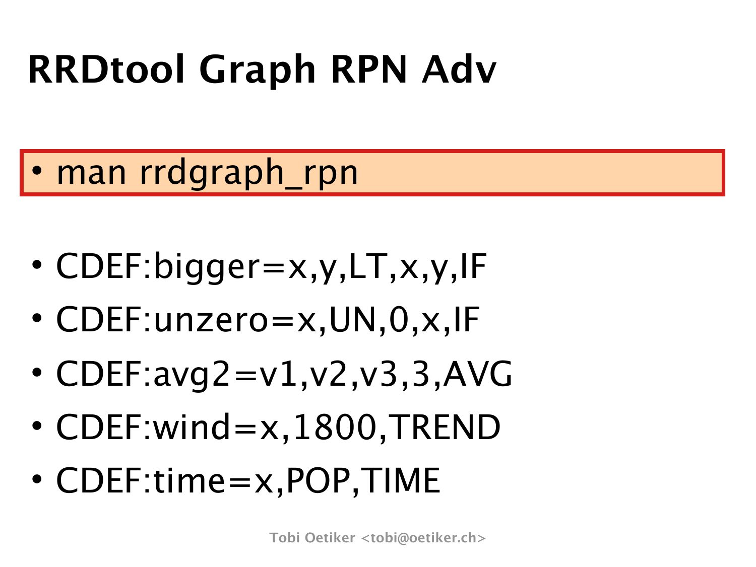# RRDtool Graph RPN Adv

- man rrdgraph_rpn

- CDEF:bigger=x,y,LT,x,y,IF
- CDEF:unzero=x,UN,0,x,IF
- CDEF:avg2=v1,v2,v3,3,AVG
- CDEF:wind=x,1800,TREND
- CDEF:time=x,POP,TIME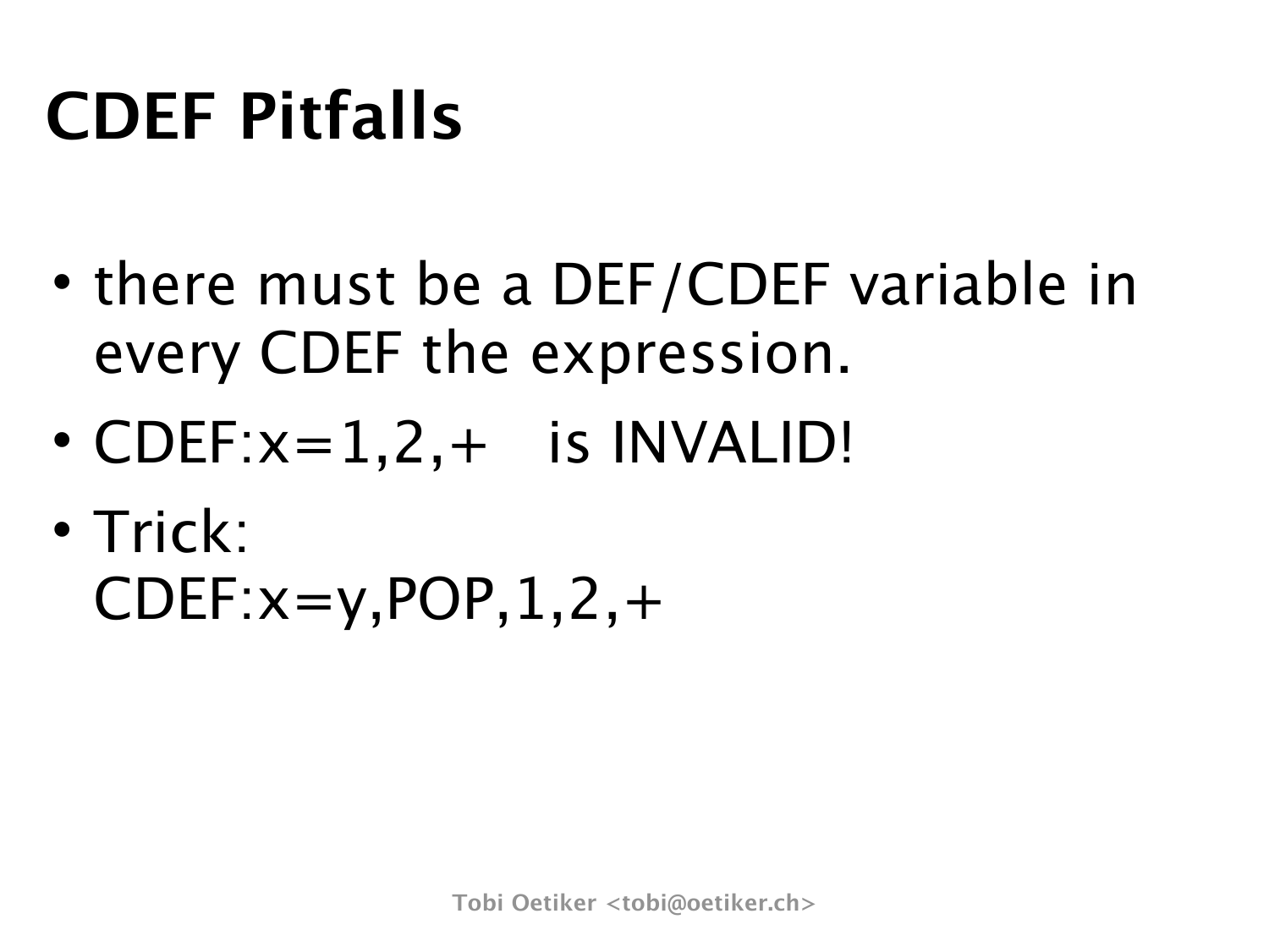# CDEF Pitfalls

- there must be a DEF/CDEF variable in every CDEF the expression.
- CDEF:x=1,2,+   is INVALID!
- Trick:
  CDEF:x=y,POP,1,2,+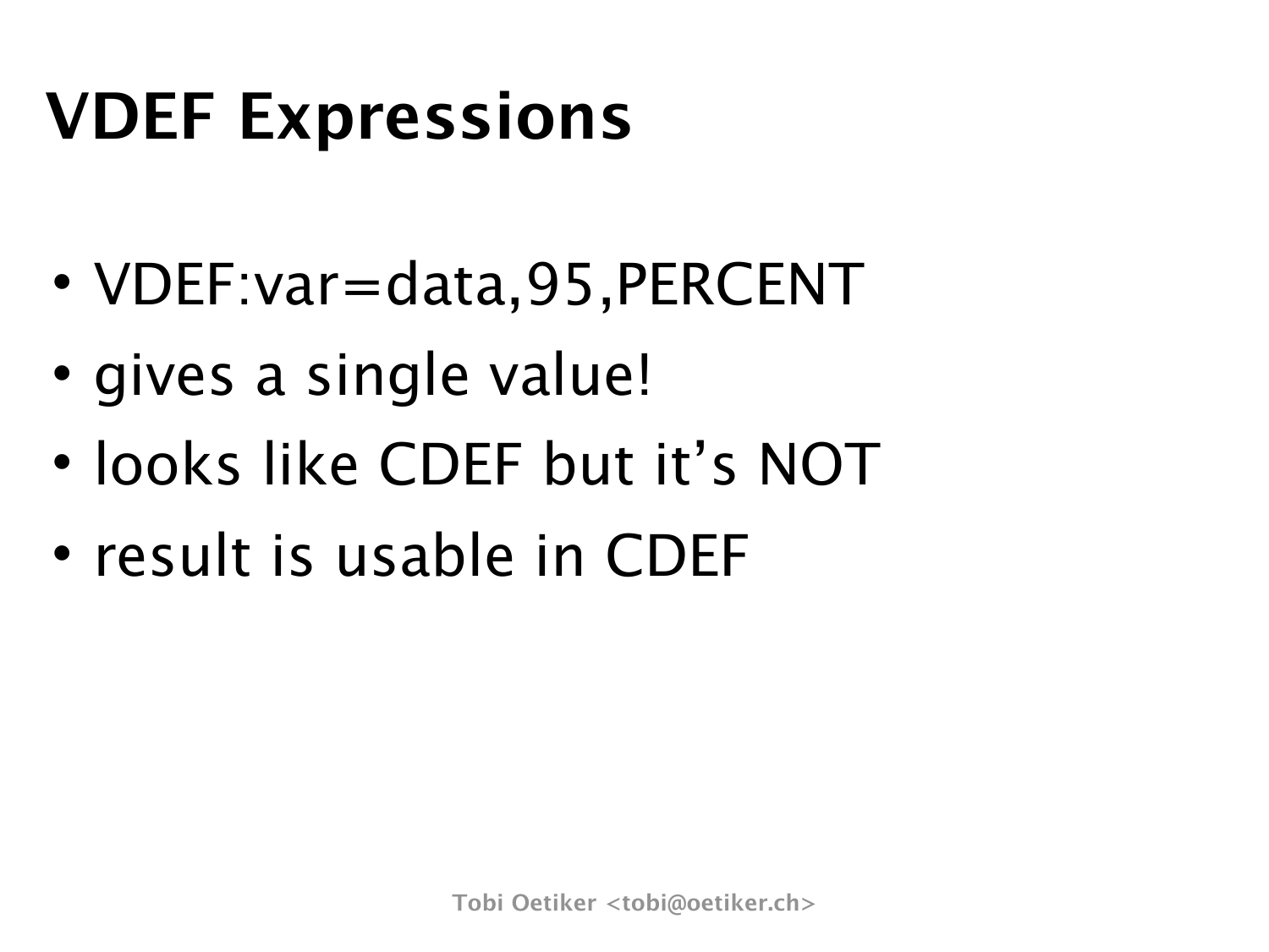# VDEF Expressions

- VDEF:var=data,95,PERCENT
- gives a single value!
- looks like CDEF but it's NOT
- result is usable in CDEF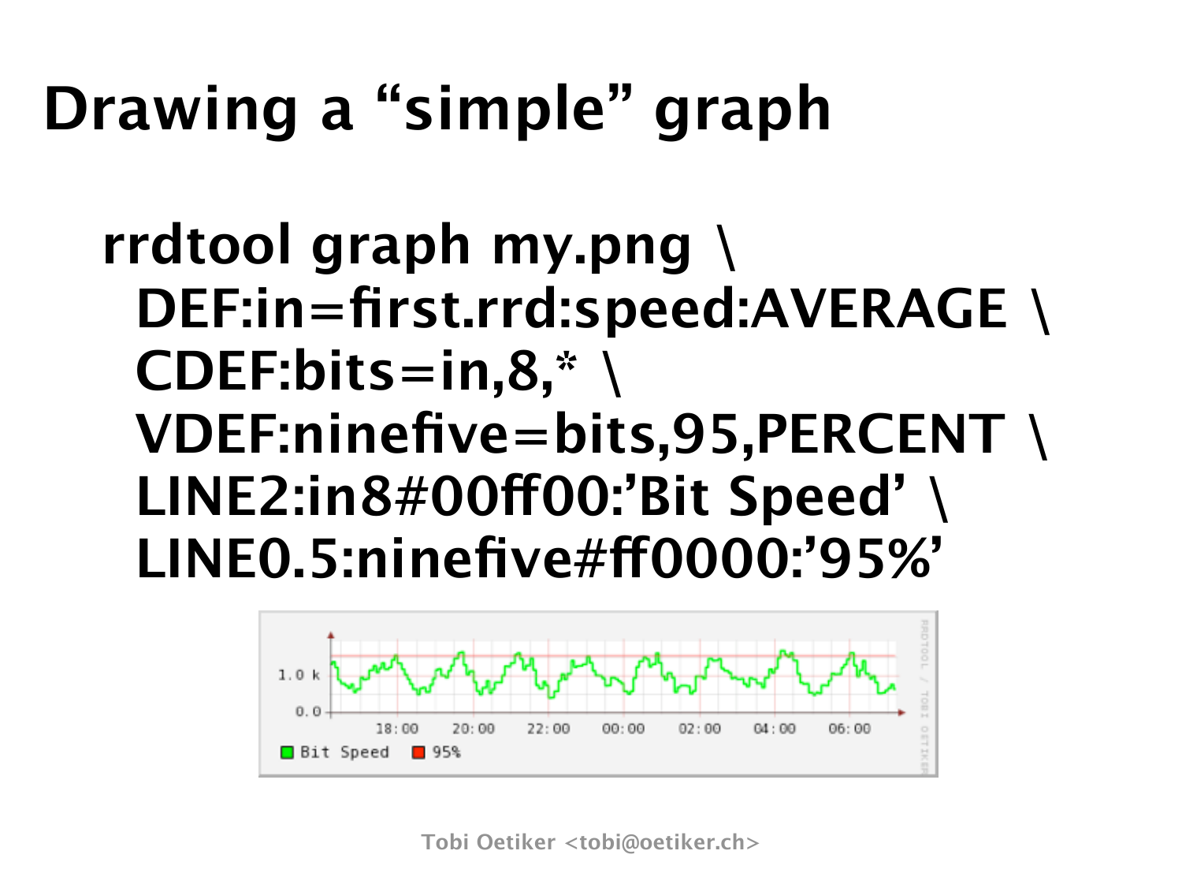# Drawing a "simple" graph

```
rrdtool graph my.png \
  DEF:in=first.rrd:speed:AVERAGE \
  CDEF:bits=in,8,* \
  VDEF:ninefive=bits,95,PERCENT \
  LINE2:in8#00ff00:'Bit Speed' \
  LINE0.5:ninefive#ff0000:'95%'
```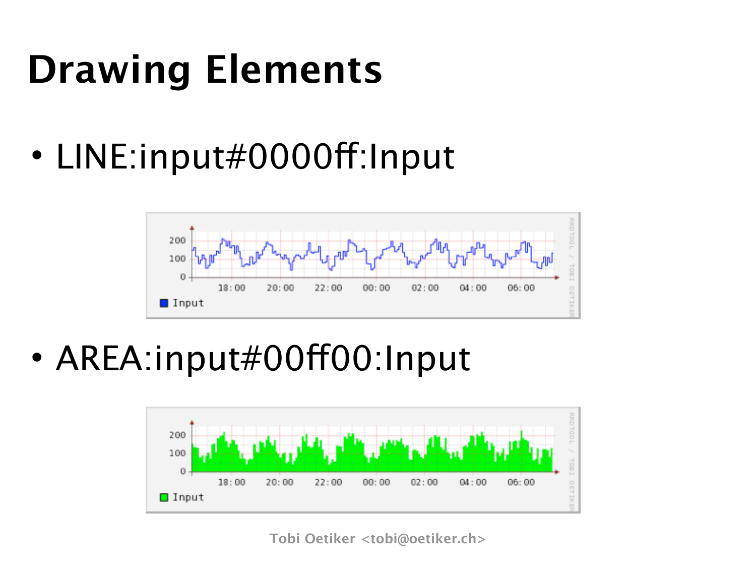# Drawing Elements

- LINE:input#0000ff:Input
- AREA:input#00ff00:Input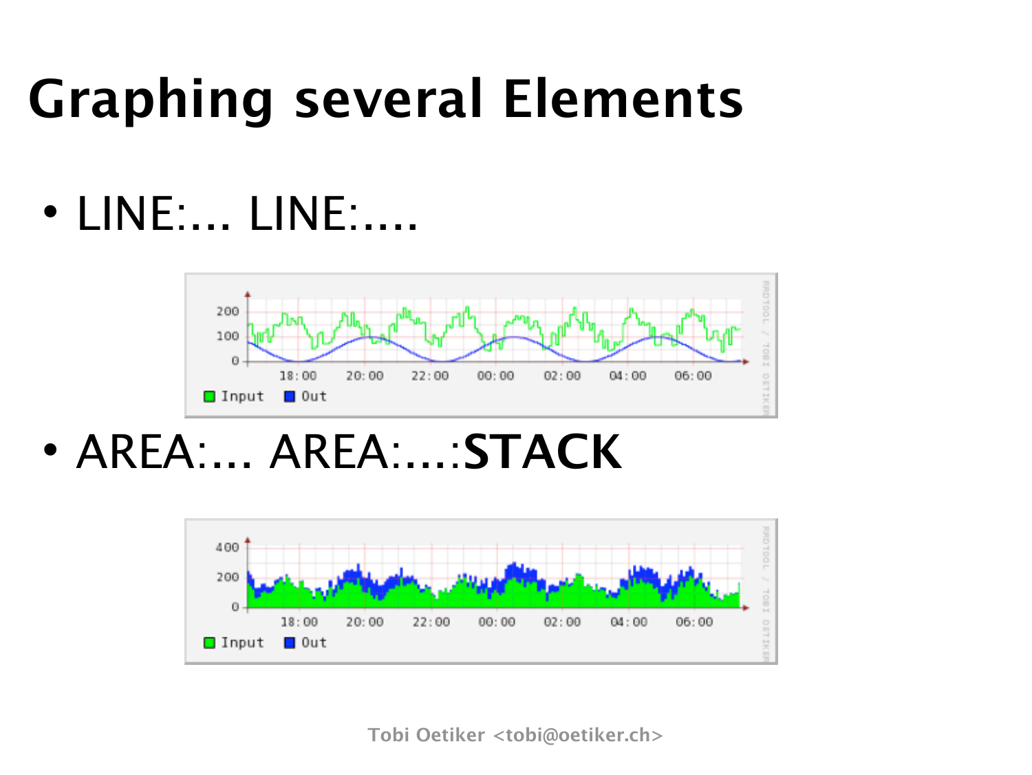# Graphing several Elements

- LINE:... LINE:....
- AREA:... AREA:....:**STACK**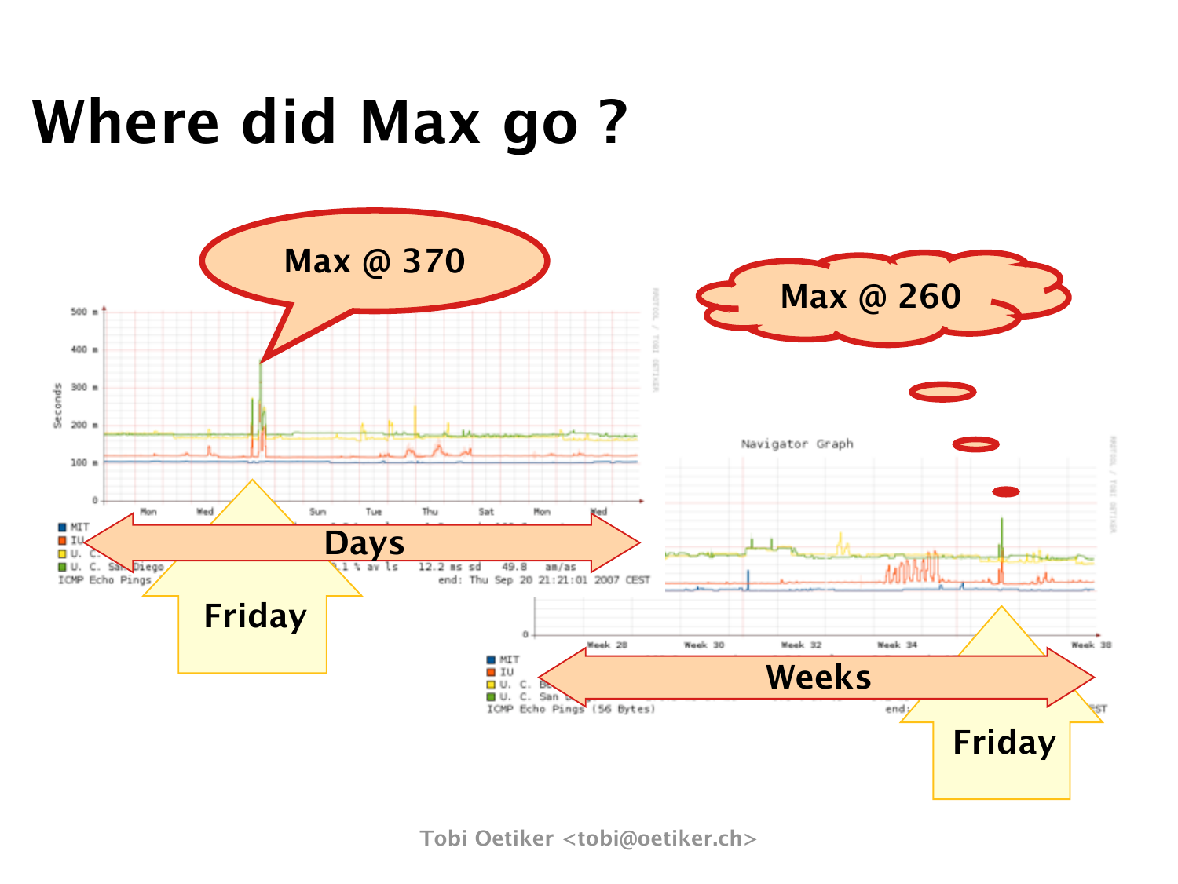# Where did Max go ?

Max @ 370

Max @ 260

Days

Weeks

Friday

Friday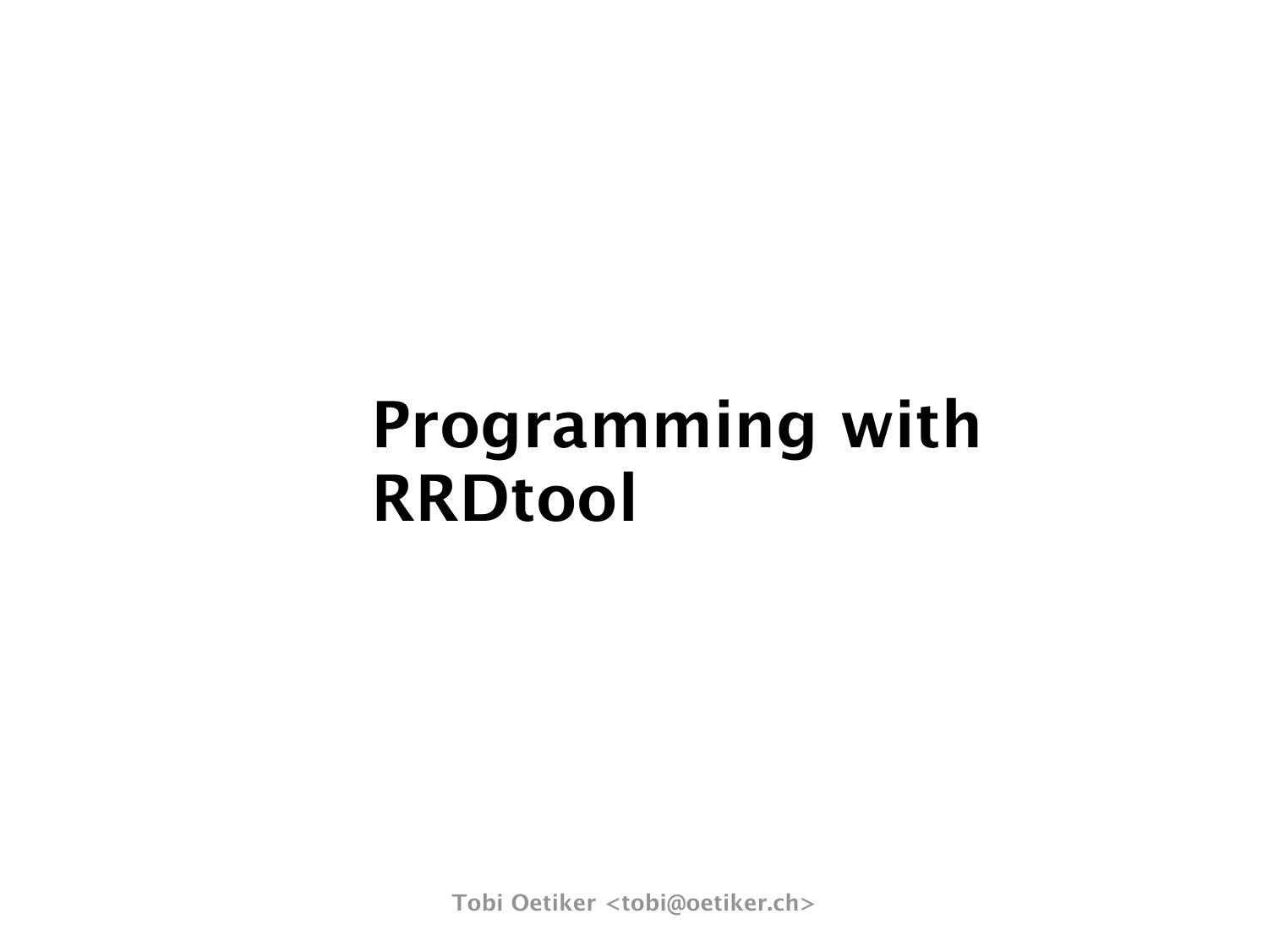# Programming with RRDtool

Tobi Oetiker <tobi@oetiker.ch>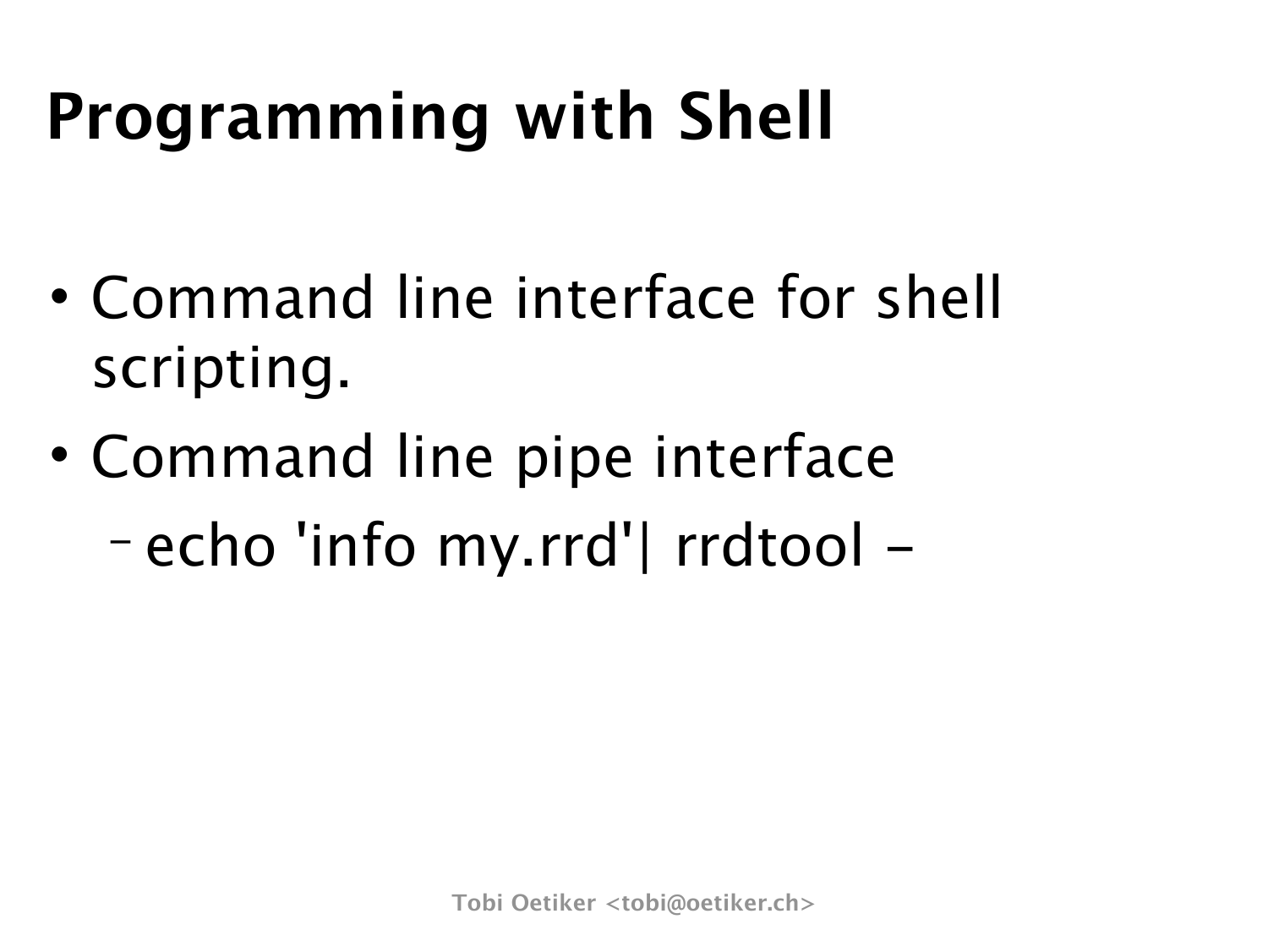# Programming with Shell

- Command line interface for shell scripting.
- Command line pipe interface
  - echo 'info my.rrd'| rrdtool -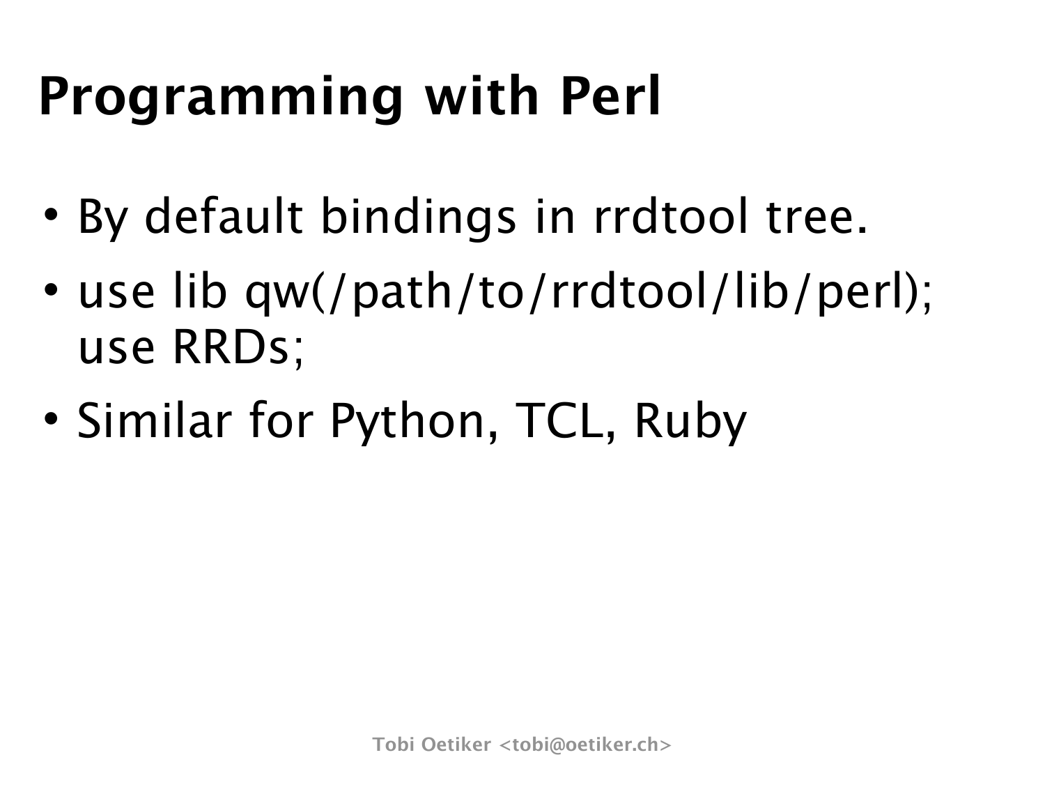# Programming with Perl

- By default bindings in rrdtool tree.
- use lib qw(/path/to/rrdtool/lib/perl);
  use RRDs;
- Similar for Python, TCL, Ruby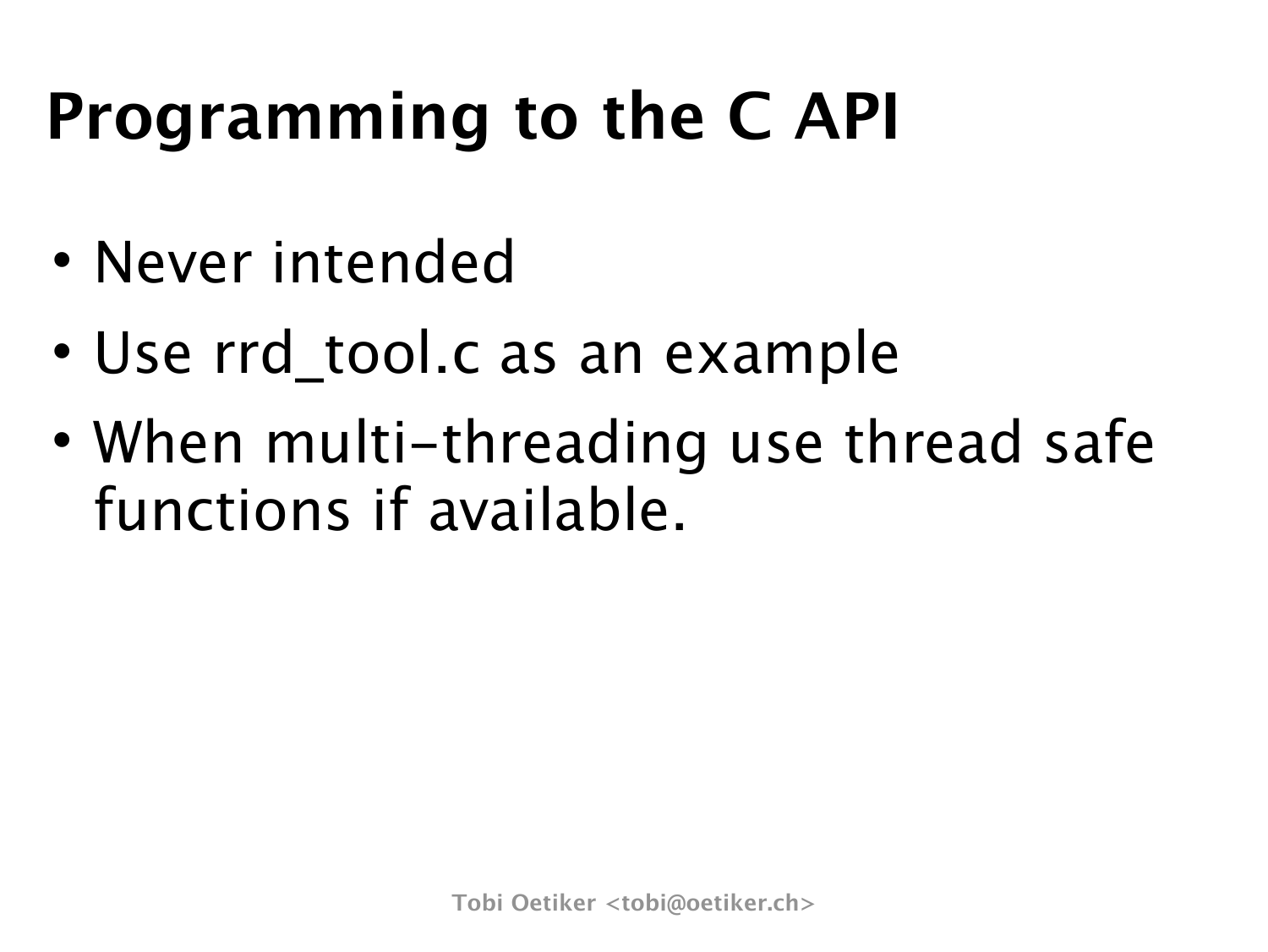# Programming to the C API

- Never intended
- Use rrd_tool.c as an example
- When multi-threading use thread safe functions if available.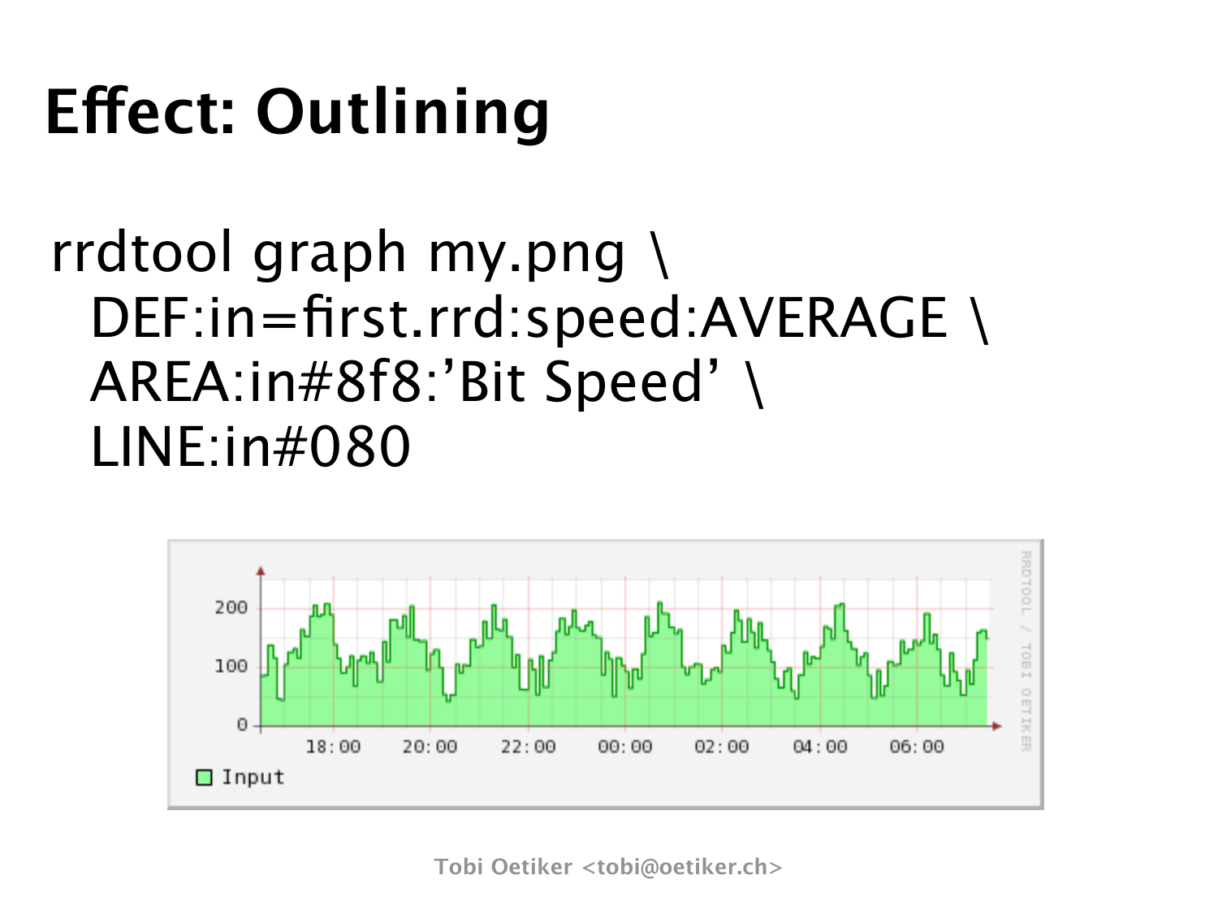# Effect: Outlining

```
rrdtool graph my.png \
  DEF:in=first.rrd:speed:AVERAGE \
  AREA:in#8f8:'Bit Speed' \
  LINE:in#080
```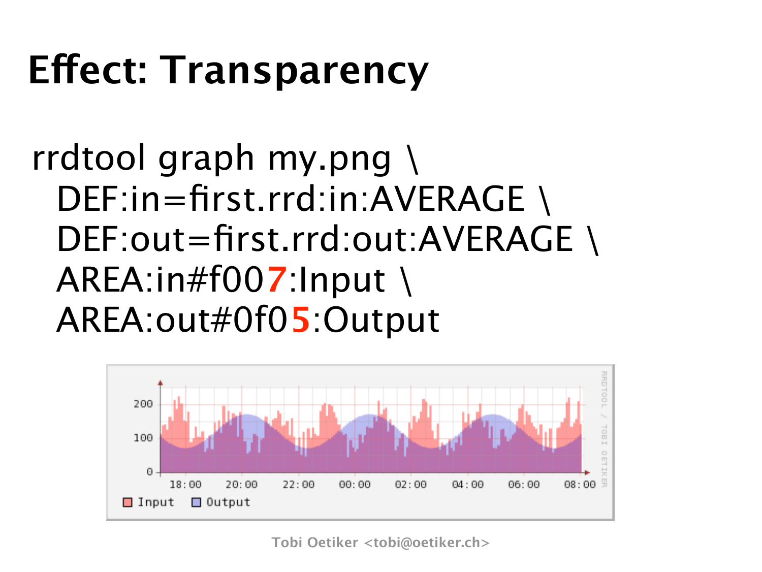# Effect: Transparency

```
rrdtool graph my.png \
  DEF:in=first.rrd:in:AVERAGE \
  DEF:out=first.rrd:out:AVERAGE \
  AREA:in#f007:Input \
  AREA:out#0f05:Output
```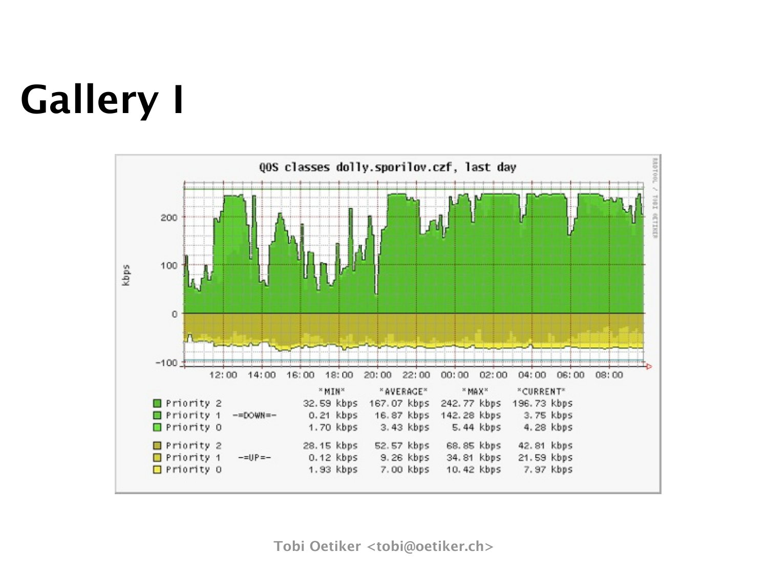# Gallery I

QOS classes dolly.sporilov.czf, last day

| | | *MIN* | *AVERAGE* | *MAX* | *CURRENT* |
|---|---|---|---|---|---|
| Priority 2 | | 32.59 kbps | 167.07 kbps | 242.77 kbps | 196.73 kbps |
| Priority 1 | -=DOWN=- | 0.21 kbps | 16.87 kbps | 142.28 kbps | 3.75 kbps |
| Priority 0 | | 1.70 kbps | 3.43 kbps | 5.44 kbps | 4.28 kbps |
| Priority 2 | | 28.15 kbps | 52.57 kbps | 68.85 kbps | 42.81 kbps |
| Priority 1 | -=UP=- | 0.12 kbps | 9.26 kbps | 34.81 kbps | 21.59 kbps |
| Priority 0 | | 1.93 kbps | 7.00 kbps | 10.42 kbps | 7.97 kbps |

Tobi Oetiker <tobi@oetiker.ch>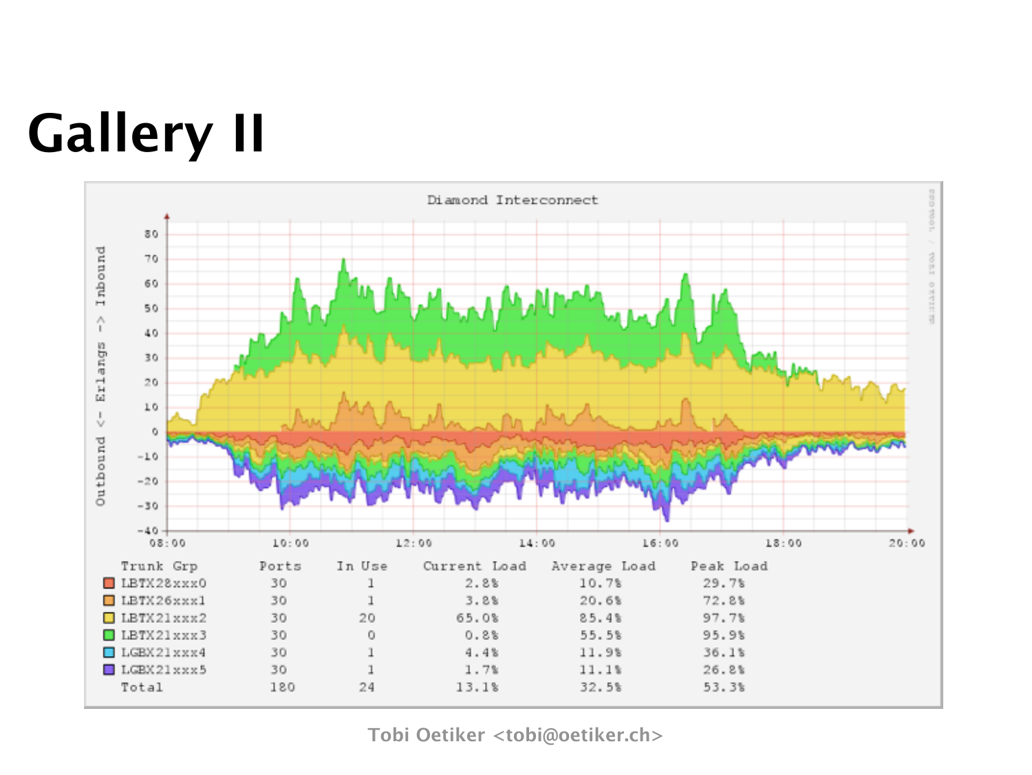# Gallery II

Diamond Interconnect

| Trunk Grp | Ports | In Use | Current Load | Average Load | Peak Load |
|---|---|---|---|---|---|
| LBTX28xxx0 | 30 | 1 | 2.8% | 10.7% | 29.7% |
| LBTX26xxx1 | 30 | 1 | 3.8% | 20.6% | 72.8% |
| LBTX21xxx2 | 30 | 20 | 65.0% | 85.4% | 97.7% |
| LBTX21xxx3 | 30 | 0 | 0.8% | 55.5% | 95.9% |
| LGBX21xxx4 | 30 | 1 | 4.4% | 11.9% | 36.1% |
| LGBX21xxx5 | 30 | 1 | 1.7% | 11.1% | 26.8% |
| Total | 180 | 24 | 13.1% | 32.5% | 53.3% |

Tobi Oetiker <tobi@oetiker.ch>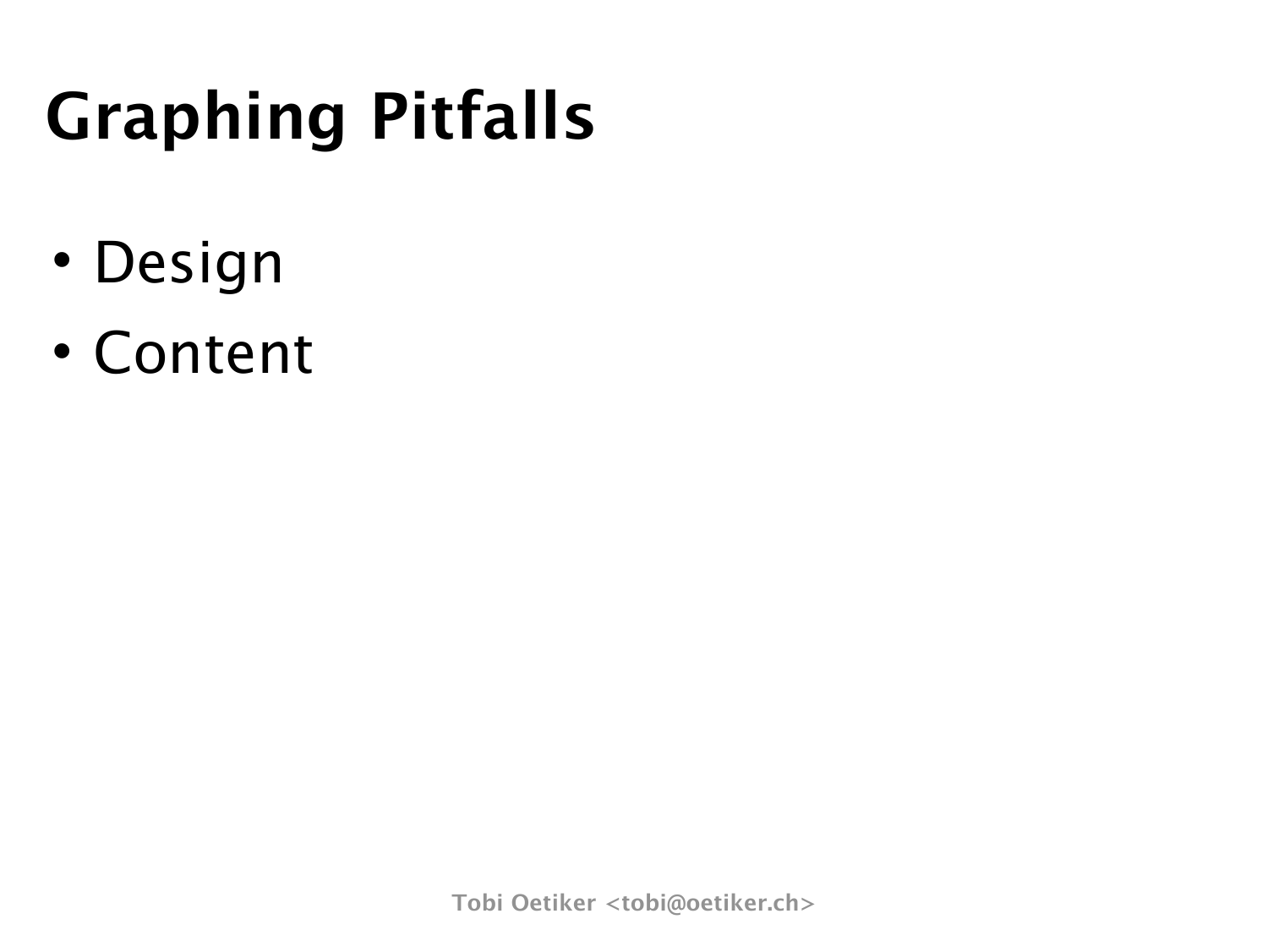# Graphing Pitfalls

- Design
- Content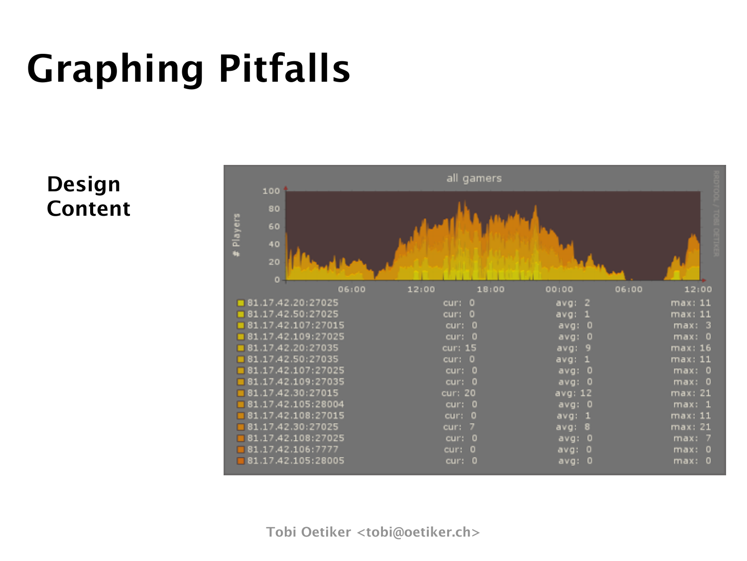# Graphing Pitfalls

**Design**
**Content**

all gamers

| | cur | avg | max |
|---|---|---|---|
| 81.17.42.20:27025 | cur: 0 | avg: 2 | max: 11 |
| 81.17.42.50:27025 | cur: 0 | avg: 1 | max: 11 |
| 81.17.42.107:27015 | cur: 0 | avg: 0 | max: 3 |
| 81.17.42.109:27025 | cur: 0 | avg: 0 | max: 0 |
| 81.17.42.20:27035 | cur: 15 | avg: 9 | max: 16 |
| 81.17.42.50:27035 | cur: 0 | avg: 1 | max: 11 |
| 81.17.42.107:27025 | cur: 0 | avg: 0 | max: 0 |
| 81.17.42.109:27035 | cur: 0 | avg: 0 | max: 0 |
| 81.17.42.30:27015 | cur: 20 | avg: 12 | max: 21 |
| 81.17.42.105:28004 | cur: 0 | avg: 0 | max: 1 |
| 81.17.42.108:27015 | cur: 0 | avg: 1 | max: 11 |
| 81.17.42.30:27025 | cur: 7 | avg: 8 | max: 21 |
| 81.17.42.108:27025 | cur: 0 | avg: 0 | max: 7 |
| 81.17.42.106:7777 | cur: 0 | avg: 0 | max: 0 |
| 81.17.42.105:28005 | cur: 0 | avg: 0 | max: 0 |

Tobi Oetiker <tobi@oetiker.ch>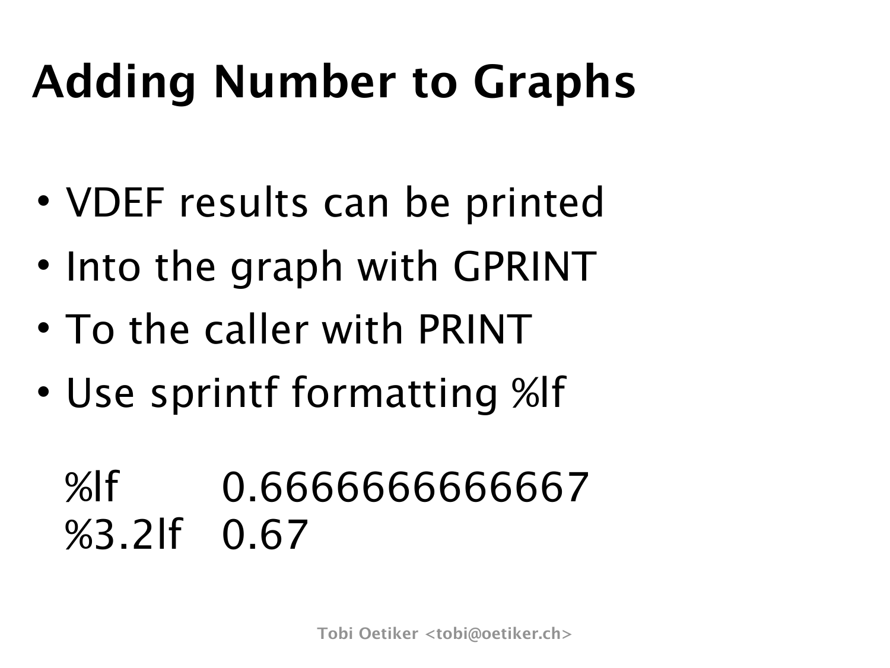# Adding Number to Graphs

- VDEF results can be printed
- Into the graph with GPRINT
- To the caller with PRINT
- Use sprintf formatting %lf

```
%lf      0.6666666666667
%3.2lf   0.67
```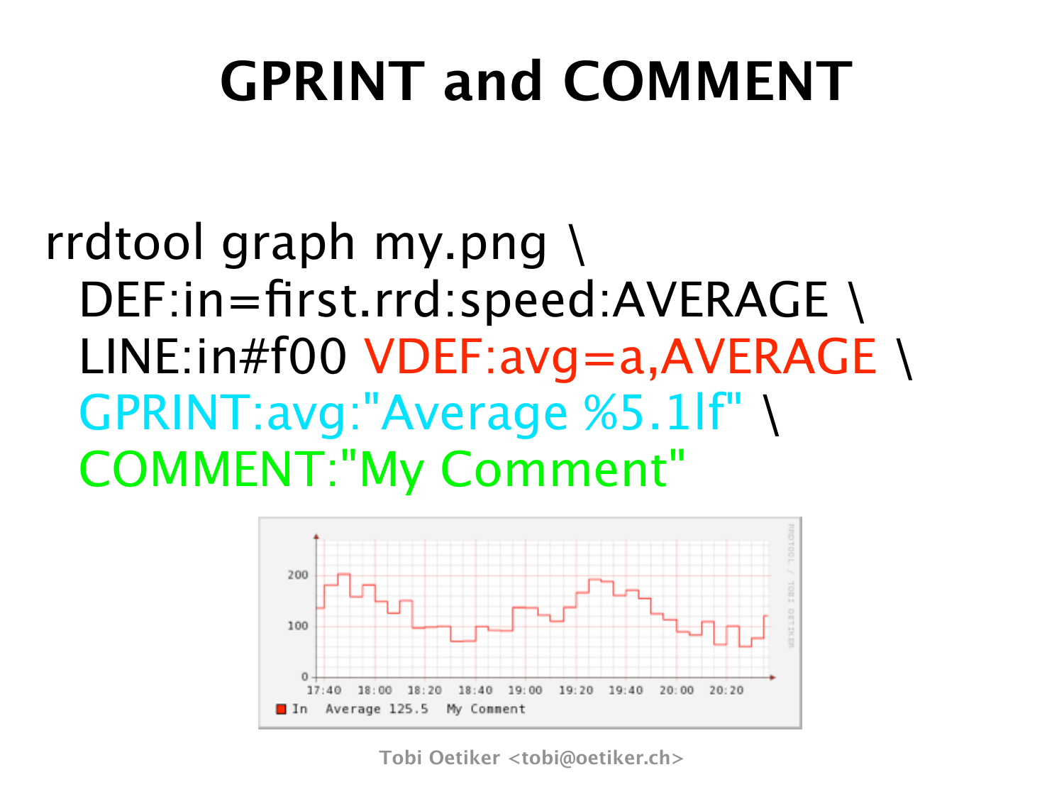# GPRINT and COMMENT

```
rrdtool graph my.png \
  DEF:in=first.rrd:speed:AVERAGE \
  LINE:in#f00 VDEF:avg=a,AVERAGE \
  GPRINT:avg:"Average %5.1lf" \
  COMMENT:"My Comment"
```

200
100
0
17:40 18:00 18:20 18:40 19:00 19:20 19:40 20:00 20:20
In Average 125.5 My Comment
RRDTOOL / TOBI OETIKER

Tobi Oetiker <tobi@oetiker.ch>